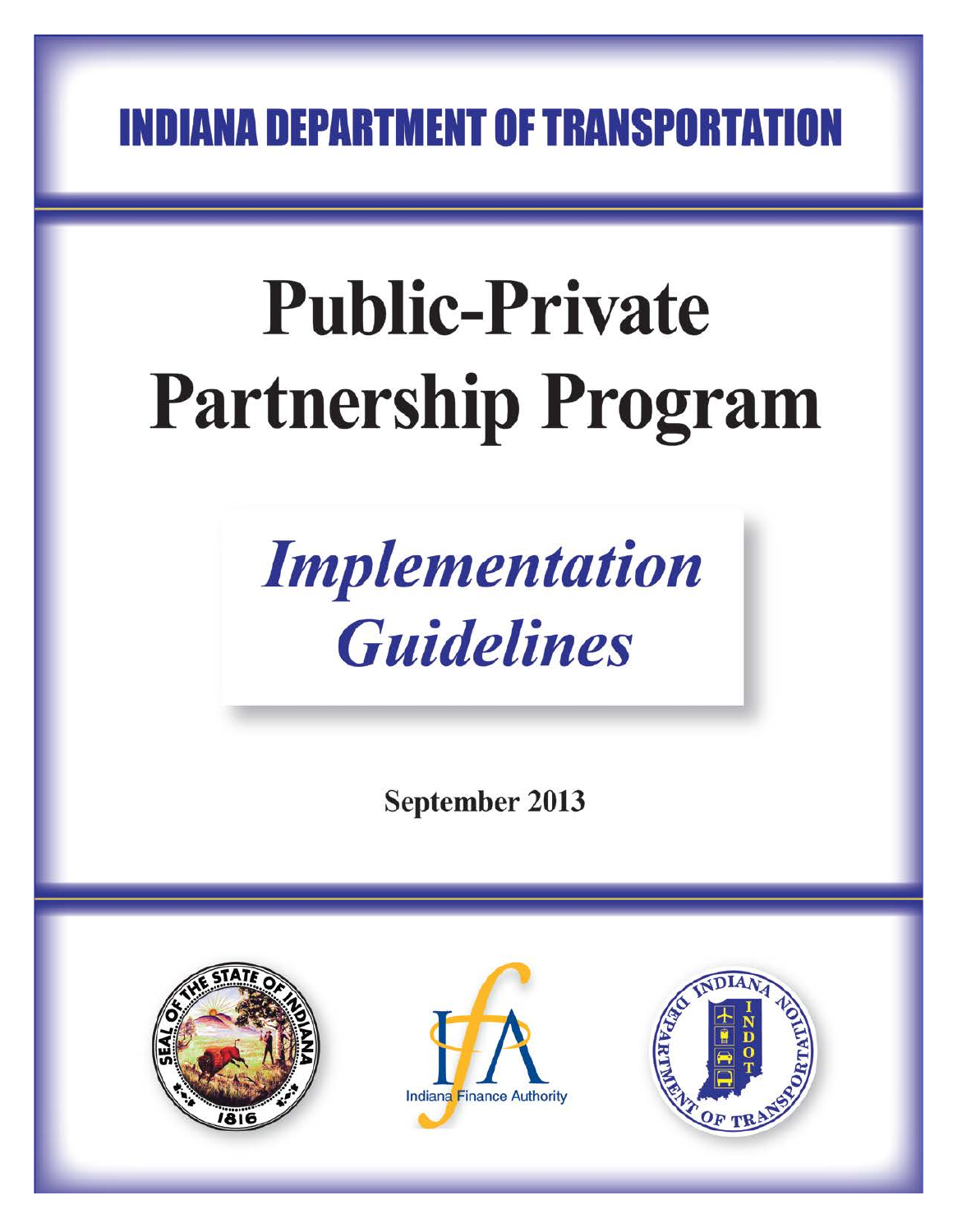# INDIANA DEPARTMENT OF TRANSPORTATION

# Public-Private Partnership Program

## *Implementation Guidelines*

**September 2013**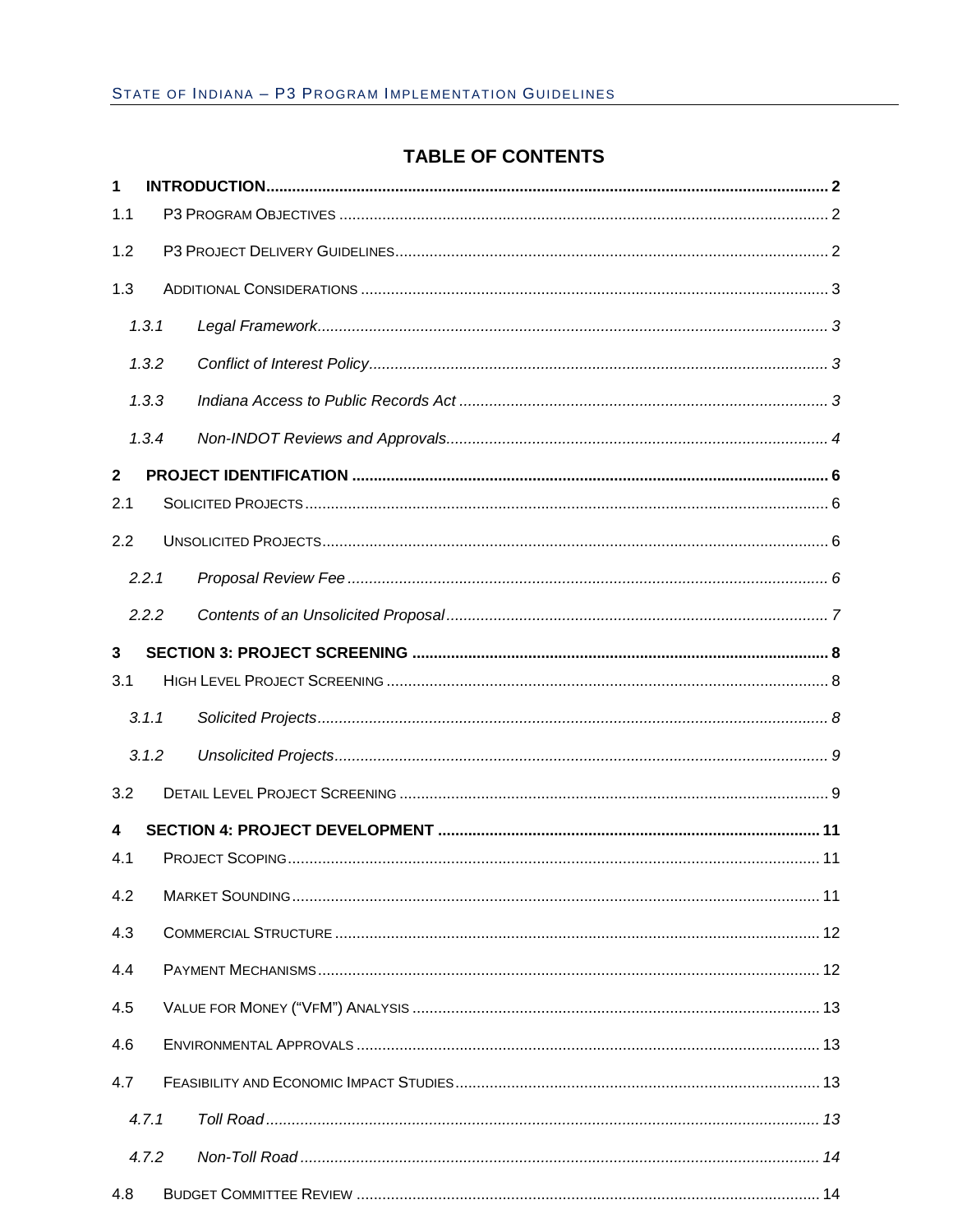# TABLE OF CONTENTS

**1 INTRODUCTION ..... 2**

1.1 P3 PROGRAM OBJECTIVES ..... 2

1.2 P3 PROJECT DELIVERY GUIDELINES ..... 2

1.3 ADDITIONAL CONSIDERATIONS ..... 3

*1.3.1 Legal Framework ..... 3*

*1.3.2 Conflict of Interest Policy ..... 3*

*1.3.3 Indiana Access to Public Records Act ..... 3*

*1.3.4 Non-INDOT Reviews and Approvals ..... 4*

**2 PROJECT IDENTIFICATION ..... 6**

2.1 SOLICITED PROJECTS ..... 6

2.2 UNSOLICITED PROJECTS ..... 6

*2.2.1 Proposal Review Fee ..... 6*

*2.2.2 Contents of an Unsolicited Proposal ..... 7*

**3 SECTION 3: PROJECT SCREENING ..... 8**

3.1 HIGH LEVEL PROJECT SCREENING ..... 8

*3.1.1 Solicited Projects ..... 8*

*3.1.2 Unsolicited Projects ..... 9*

3.2 DETAIL LEVEL PROJECT SCREENING ..... 9

**4 SECTION 4: PROJECT DEVELOPMENT ..... 11**

4.1 PROJECT SCOPING ..... 11

4.2 MARKET SOUNDING ..... 11

4.3 COMMERCIAL STRUCTURE ..... 12

4.4 PAYMENT MECHANISMS ..... 12

4.5 VALUE FOR MONEY ("VFM") ANALYSIS ..... 13

4.6 ENVIRONMENTAL APPROVALS ..... 13

4.7 FEASIBILITY AND ECONOMIC IMPACT STUDIES ..... 13

*4.7.1 Toll Road ..... 13*

*4.7.2 Non-Toll Road ..... 14*

4.8 BUDGET COMMITTEE REVIEW ..... 14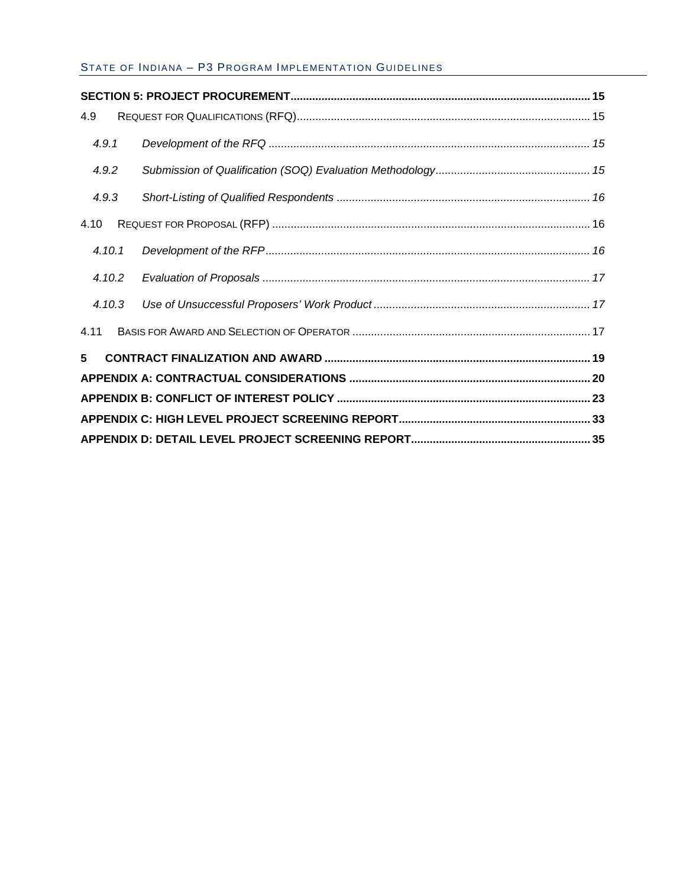**SECTION 5: PROJECT PROCUREMENT** ..... 15

4.9 REQUEST FOR QUALIFICATIONS (RFQ) ..... 15

*4.9.1 Development of the RFQ* ..... *15*

*4.9.2 Submission of Qualification (SOQ) Evaluation Methodology* ..... *15*

*4.9.3 Short-Listing of Qualified Respondents* ..... *16*

4.10 REQUEST FOR PROPOSAL (RFP) ..... 16

*4.10.1 Development of the RFP* ..... *16*

*4.10.2 Evaluation of Proposals* ..... *17*

*4.10.3 Use of Unsuccessful Proposers' Work Product* ..... *17*

4.11 BASIS FOR AWARD AND SELECTION OF OPERATOR ..... 17

**5 CONTRACT FINALIZATION AND AWARD** ..... **19**

**APPENDIX A: CONTRACTUAL CONSIDERATIONS** ..... **20**

**APPENDIX B: CONFLICT OF INTEREST POLICY** ..... **23**

**APPENDIX C: HIGH LEVEL PROJECT SCREENING REPORT** ..... **33**

**APPENDIX D: DETAIL LEVEL PROJECT SCREENING REPORT** ..... **35**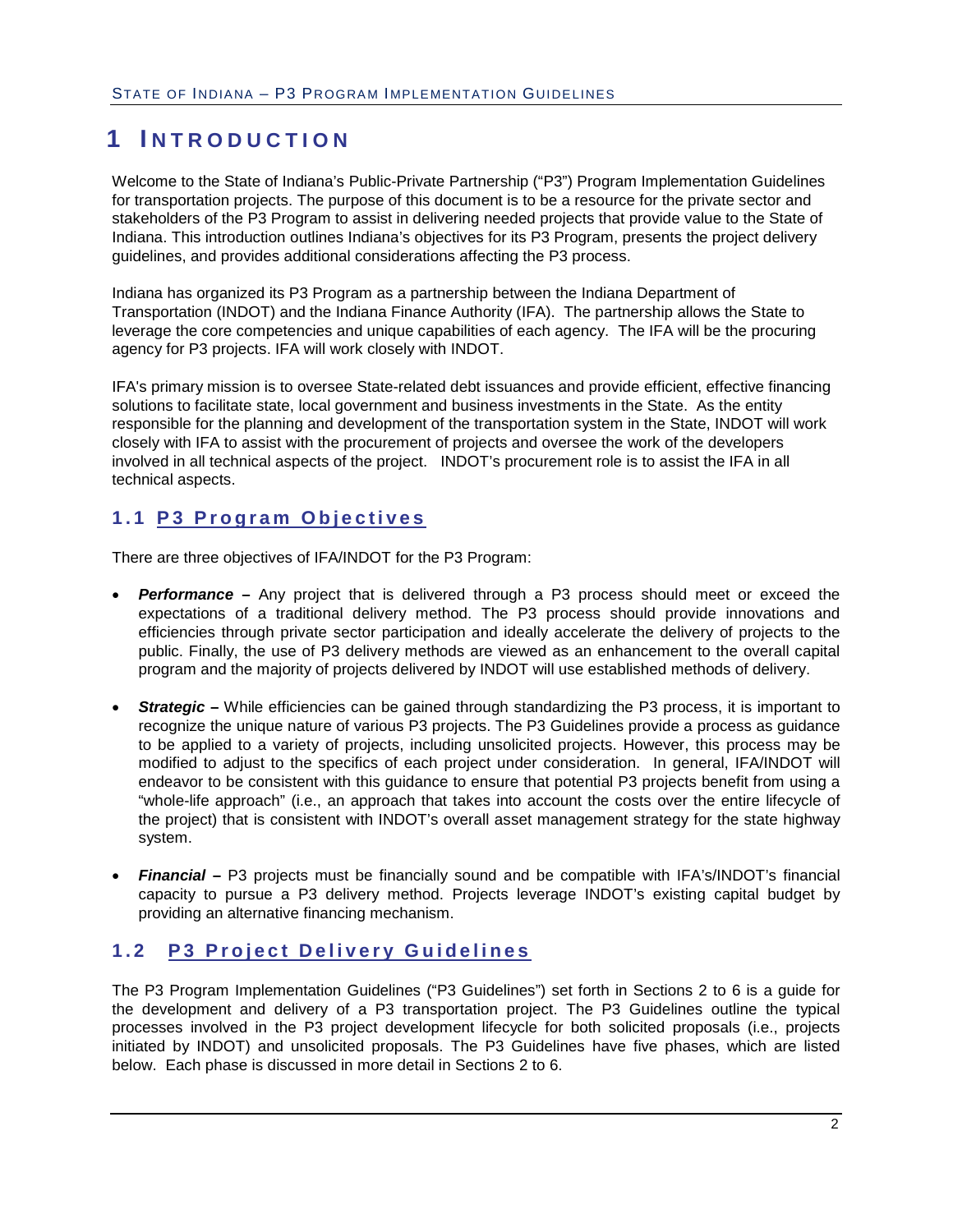# 1 INTRODUCTION

Welcome to the State of Indiana's Public-Private Partnership ("P3") Program Implementation Guidelines for transportation projects. The purpose of this document is to be a resource for the private sector and stakeholders of the P3 Program to assist in delivering needed projects that provide value to the State of Indiana. This introduction outlines Indiana's objectives for its P3 Program, presents the project delivery guidelines, and provides additional considerations affecting the P3 process.

Indiana has organized its P3 Program as a partnership between the Indiana Department of Transportation (INDOT) and the Indiana Finance Authority (IFA). The partnership allows the State to leverage the core competencies and unique capabilities of each agency. The IFA will be the procuring agency for P3 projects. IFA will work closely with INDOT.

IFA's primary mission is to oversee State-related debt issuances and provide efficient, effective financing solutions to facilitate state, local government and business investments in the State. As the entity responsible for the planning and development of the transportation system in the State, INDOT will work closely with IFA to assist with the procurement of projects and oversee the work of the developers involved in all technical aspects of the project. INDOT's procurement role is to assist the IFA in all technical aspects.

## 1.1 P3 Program Objectives

There are three objectives of IFA/INDOT for the P3 Program:

- ***Performance*** **–** Any project that is delivered through a P3 process should meet or exceed the expectations of a traditional delivery method. The P3 process should provide innovations and efficiencies through private sector participation and ideally accelerate the delivery of projects to the public. Finally, the use of P3 delivery methods are viewed as an enhancement to the overall capital program and the majority of projects delivered by INDOT will use established methods of delivery.

- ***Strategic*** **–** While efficiencies can be gained through standardizing the P3 process, it is important to recognize the unique nature of various P3 projects. The P3 Guidelines provide a process as guidance to be applied to a variety of projects, including unsolicited projects. However, this process may be modified to adjust to the specifics of each project under consideration. In general, IFA/INDOT will endeavor to be consistent with this guidance to ensure that potential P3 projects benefit from using a "whole-life approach" (i.e., an approach that takes into account the costs over the entire lifecycle of the project) that is consistent with INDOT's overall asset management strategy for the state highway system.

- ***Financial*** **–** P3 projects must be financially sound and be compatible with IFA's/INDOT's financial capacity to pursue a P3 delivery method. Projects leverage INDOT's existing capital budget by providing an alternative financing mechanism.

## 1.2 P3 Project Delivery Guidelines

The P3 Program Implementation Guidelines ("P3 Guidelines") set forth in Sections 2 to 6 is a guide for the development and delivery of a P3 transportation project. The P3 Guidelines outline the typical processes involved in the P3 project development lifecycle for both solicited proposals (i.e., projects initiated by INDOT) and unsolicited proposals. The P3 Guidelines have five phases, which are listed below. Each phase is discussed in more detail in Sections 2 to 6.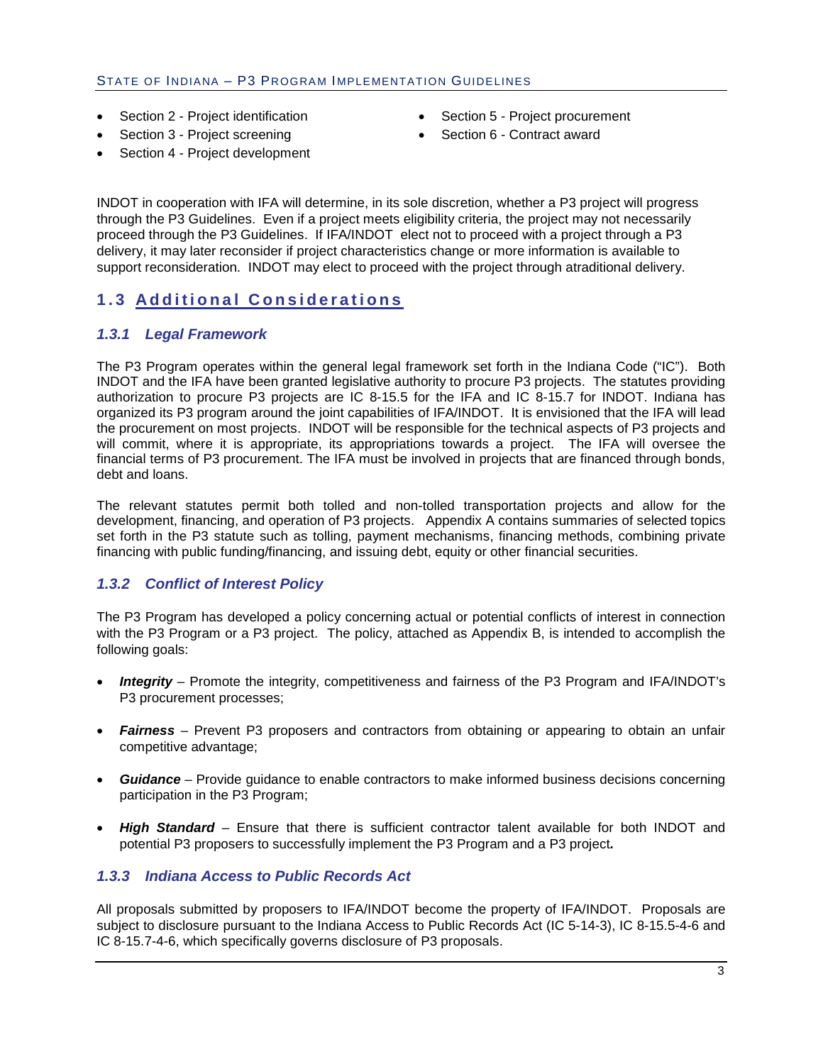- Section 2 - Project identification
- Section 3 - Project screening
- Section 4 - Project development
- Section 5 - Project procurement
- Section 6 - Contract award

INDOT in cooperation with IFA will determine, in its sole discretion, whether a P3 project will progress through the P3 Guidelines. Even if a project meets eligibility criteria, the project may not necessarily proceed through the P3 Guidelines. If IFA/INDOT elect not to proceed with a project through a P3 delivery, it may later reconsider if project characteristics change or more information is available to support reconsideration. INDOT may elect to proceed with the project through atraditional delivery.

## 1.3 Additional Considerations

### *1.3.1 Legal Framework*

The P3 Program operates within the general legal framework set forth in the Indiana Code ("IC"). Both INDOT and the IFA have been granted legislative authority to procure P3 projects. The statutes providing authorization to procure P3 projects are IC 8-15.5 for the IFA and IC 8-15.7 for INDOT. Indiana has organized its P3 program around the joint capabilities of IFA/INDOT. It is envisioned that the IFA will lead the procurement on most projects. INDOT will be responsible for the technical aspects of P3 projects and will commit, where it is appropriate, its appropriations towards a project. The IFA will oversee the financial terms of P3 procurement. The IFA must be involved in projects that are financed through bonds, debt and loans.

The relevant statutes permit both tolled and non-tolled transportation projects and allow for the development, financing, and operation of P3 projects. Appendix A contains summaries of selected topics set forth in the P3 statute such as tolling, payment mechanisms, financing methods, combining private financing with public funding/financing, and issuing debt, equity or other financial securities.

### *1.3.2 Conflict of Interest Policy*

The P3 Program has developed a policy concerning actual or potential conflicts of interest in connection with the P3 Program or a P3 project. The policy, attached as Appendix B, is intended to accomplish the following goals:

- ***Integrity*** – Promote the integrity, competitiveness and fairness of the P3 Program and IFA/INDOT's P3 procurement processes;
- ***Fairness*** – Prevent P3 proposers and contractors from obtaining or appearing to obtain an unfair competitive advantage;
- ***Guidance*** – Provide guidance to enable contractors to make informed business decisions concerning participation in the P3 Program;
- ***High Standard*** – Ensure that there is sufficient contractor talent available for both INDOT and potential P3 proposers to successfully implement the P3 Program and a P3 project.

### *1.3.3 Indiana Access to Public Records Act*

All proposals submitted by proposers to IFA/INDOT become the property of IFA/INDOT. Proposals are subject to disclosure pursuant to the Indiana Access to Public Records Act (IC 5-14-3), IC 8-15.5-4-6 and IC 8-15.7-4-6, which specifically governs disclosure of P3 proposals.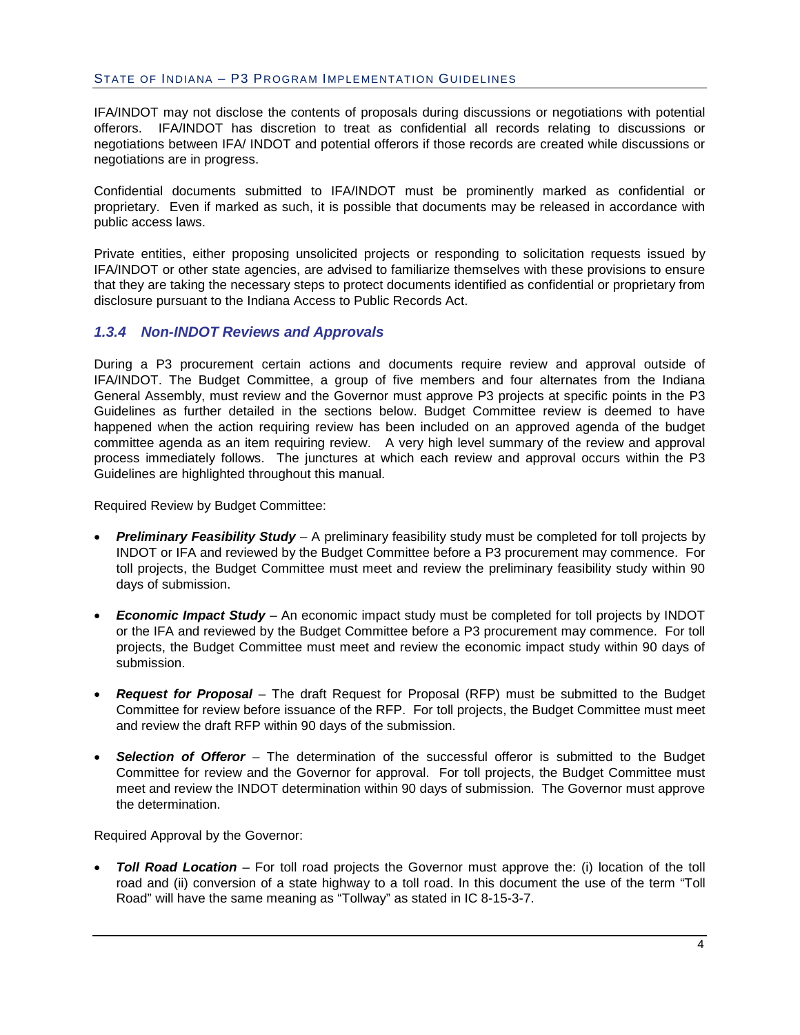IFA/INDOT may not disclose the contents of proposals during discussions or negotiations with potential offerors. IFA/INDOT has discretion to treat as confidential all records relating to discussions or negotiations between IFA/ INDOT and potential offerors if those records are created while discussions or negotiations are in progress.

Confidential documents submitted to IFA/INDOT must be prominently marked as confidential or proprietary. Even if marked as such, it is possible that documents may be released in accordance with public access laws.

Private entities, either proposing unsolicited projects or responding to solicitation requests issued by IFA/INDOT or other state agencies, are advised to familiarize themselves with these provisions to ensure that they are taking the necessary steps to protect documents identified as confidential or proprietary from disclosure pursuant to the Indiana Access to Public Records Act.

### *1.3.4 Non-INDOT Reviews and Approvals*

During a P3 procurement certain actions and documents require review and approval outside of IFA/INDOT. The Budget Committee, a group of five members and four alternates from the Indiana General Assembly, must review and the Governor must approve P3 projects at specific points in the P3 Guidelines as further detailed in the sections below. Budget Committee review is deemed to have happened when the action requiring review has been included on an approved agenda of the budget committee agenda as an item requiring review. A very high level summary of the review and approval process immediately follows. The junctures at which each review and approval occurs within the P3 Guidelines are highlighted throughout this manual.

Required Review by Budget Committee:

- ***Preliminary Feasibility Study*** – A preliminary feasibility study must be completed for toll projects by INDOT or IFA and reviewed by the Budget Committee before a P3 procurement may commence. For toll projects, the Budget Committee must meet and review the preliminary feasibility study within 90 days of submission.
- ***Economic Impact Study*** – An economic impact study must be completed for toll projects by INDOT or the IFA and reviewed by the Budget Committee before a P3 procurement may commence. For toll projects, the Budget Committee must meet and review the economic impact study within 90 days of submission.
- ***Request for Proposal*** – The draft Request for Proposal (RFP) must be submitted to the Budget Committee for review before issuance of the RFP. For toll projects, the Budget Committee must meet and review the draft RFP within 90 days of the submission.
- ***Selection of Offeror*** – The determination of the successful offeror is submitted to the Budget Committee for review and the Governor for approval. For toll projects, the Budget Committee must meet and review the INDOT determination within 90 days of submission. The Governor must approve the determination.

Required Approval by the Governor:

- ***Toll Road Location*** – For toll road projects the Governor must approve the: (i) location of the toll road and (ii) conversion of a state highway to a toll road. In this document the use of the term "Toll Road" will have the same meaning as "Tollway" as stated in IC 8-15-3-7.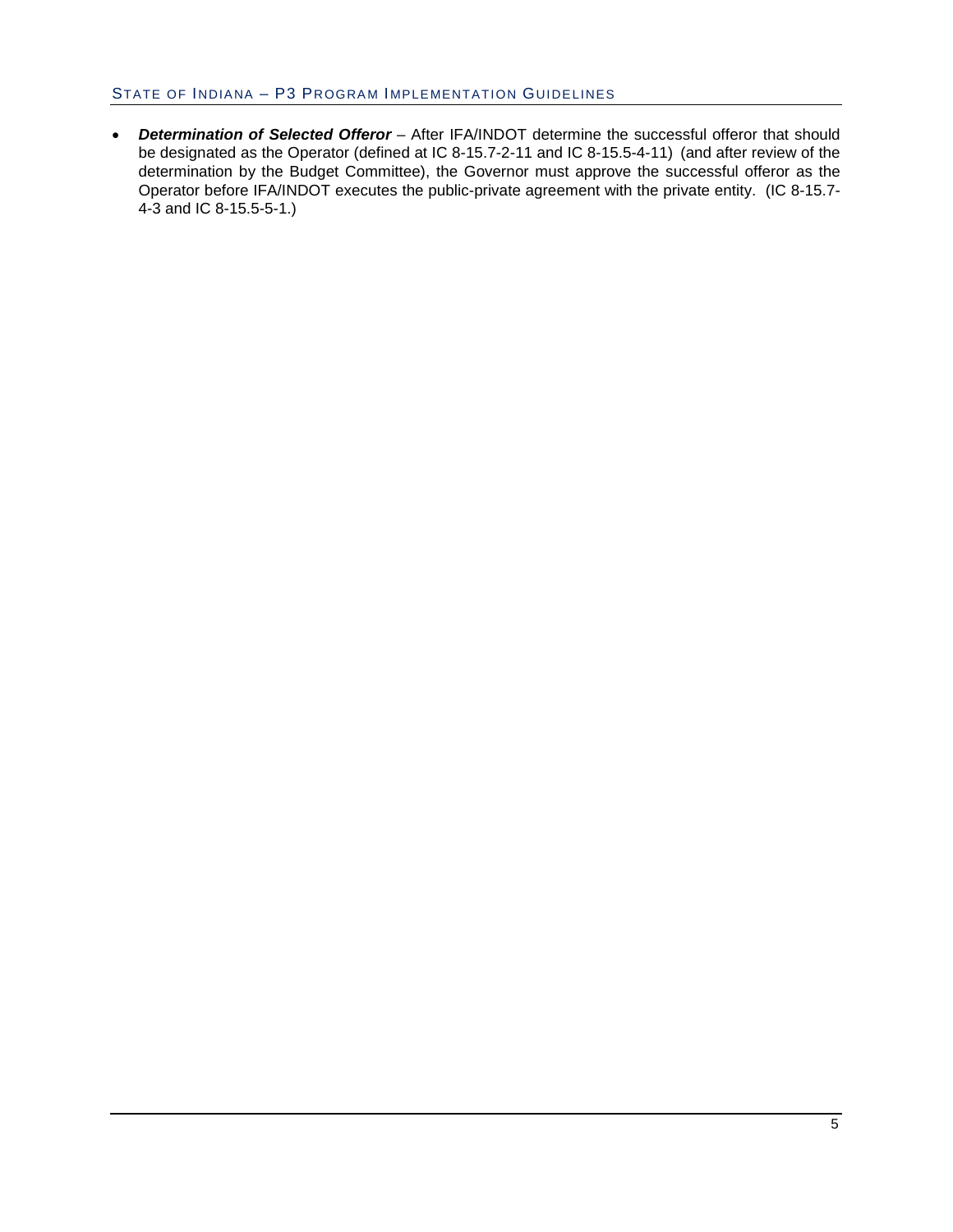- ***Determination of Selected Offeror*** – After IFA/INDOT determine the successful offeror that should be designated as the Operator (defined at IC 8-15.7-2-11 and IC 8-15.5-4-11) (and after review of the determination by the Budget Committee), the Governor must approve the successful offeror as the Operator before IFA/INDOT executes the public-private agreement with the private entity. (IC 8-15.7-4-3 and IC 8-15.5-5-1.)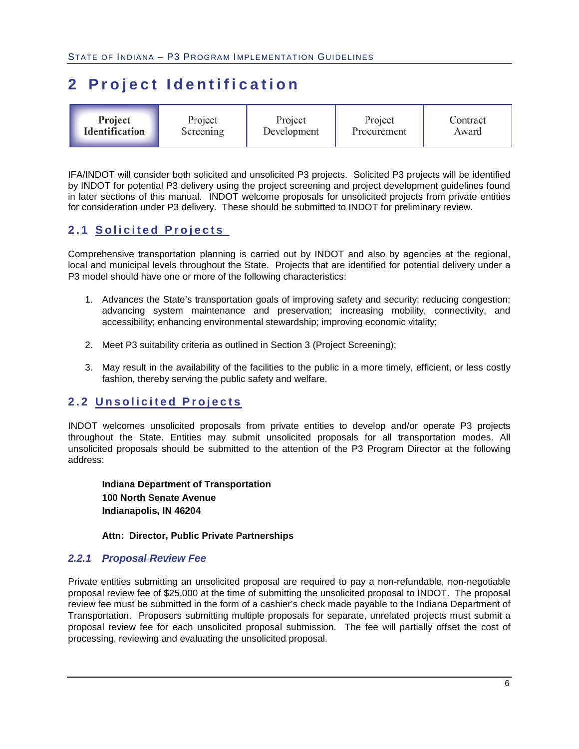# 2 Project Identification

| Project Identification | Project Screening | Project Development | Project Procurement | Contract Award |
|---|---|---|---|---|

IFA/INDOT will consider both solicited and unsolicited P3 projects. Solicited P3 projects will be identified by INDOT for potential P3 delivery using the project screening and project development guidelines found in later sections of this manual. INDOT welcome proposals for unsolicited projects from private entities for consideration under P3 delivery. These should be submitted to INDOT for preliminary review.

## 2.1 Solicited Projects

Comprehensive transportation planning is carried out by INDOT and also by agencies at the regional, local and municipal levels throughout the State. Projects that are identified for potential delivery under a P3 model should have one or more of the following characteristics:

1. Advances the State's transportation goals of improving safety and security; reducing congestion; advancing system maintenance and preservation; increasing mobility, connectivity, and accessibility; enhancing environmental stewardship; improving economic vitality;

2. Meet P3 suitability criteria as outlined in Section 3 (Project Screening);

3. May result in the availability of the facilities to the public in a more timely, efficient, or less costly fashion, thereby serving the public safety and welfare.

## 2.2 Unsolicited Projects

INDOT welcomes unsolicited proposals from private entities to develop and/or operate P3 projects throughout the State. Entities may submit unsolicited proposals for all transportation modes. All unsolicited proposals should be submitted to the attention of the P3 Program Director at the following address:

**Indiana Department of Transportation**
**100 North Senate Avenue**
**Indianapolis, IN 46204**

**Attn: Director, Public Private Partnerships**

### *2.2.1 Proposal Review Fee*

Private entities submitting an unsolicited proposal are required to pay a non-refundable, non-negotiable proposal review fee of $25,000 at the time of submitting the unsolicited proposal to INDOT. The proposal review fee must be submitted in the form of a cashier's check made payable to the Indiana Department of Transportation. Proposers submitting multiple proposals for separate, unrelated projects must submit a proposal review fee for each unsolicited proposal submission. The fee will partially offset the cost of processing, reviewing and evaluating the unsolicited proposal.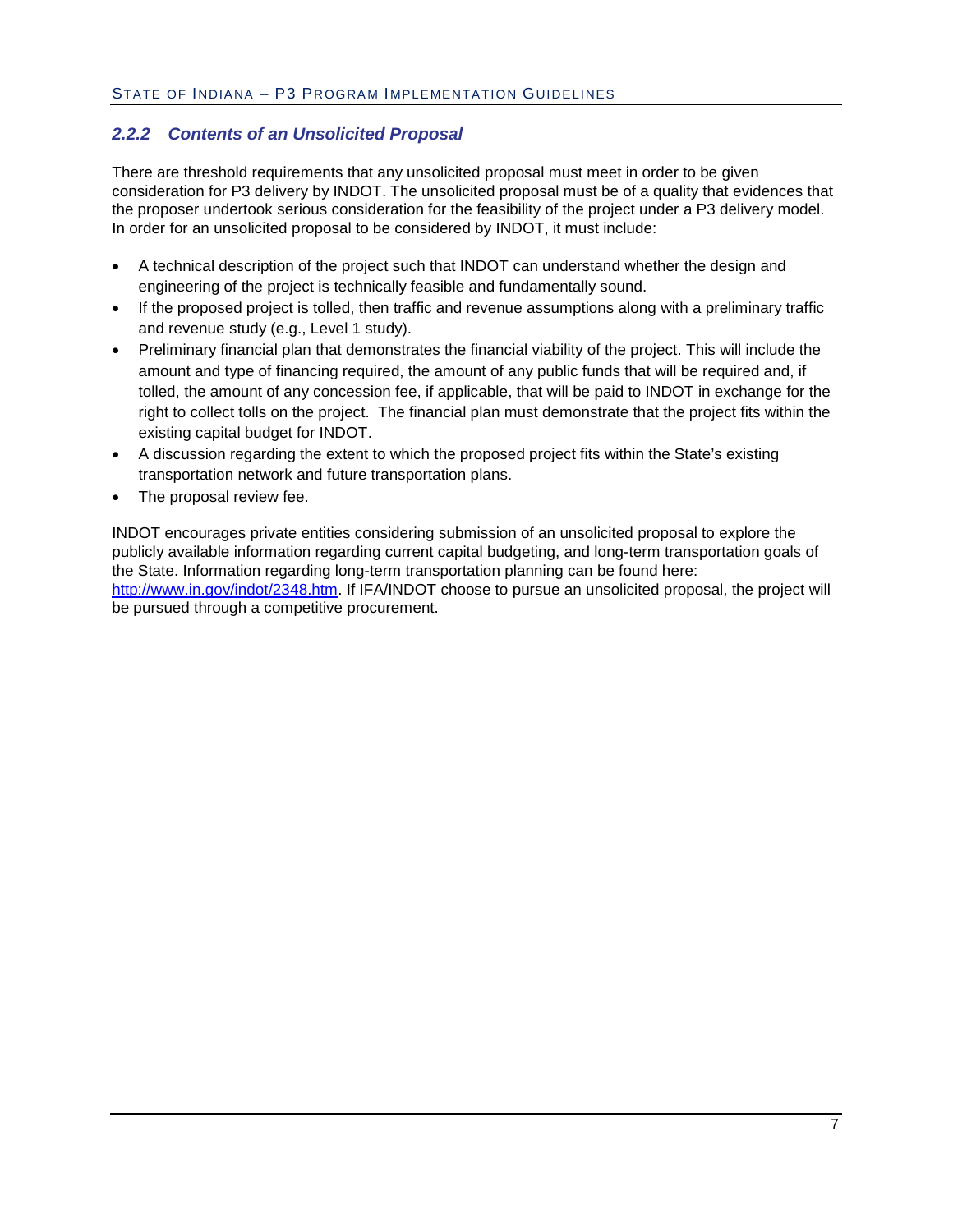### *2.2.2 Contents of an Unsolicited Proposal*

There are threshold requirements that any unsolicited proposal must meet in order to be given consideration for P3 delivery by INDOT. The unsolicited proposal must be of a quality that evidences that the proposer undertook serious consideration for the feasibility of the project under a P3 delivery model. In order for an unsolicited proposal to be considered by INDOT, it must include:

- A technical description of the project such that INDOT can understand whether the design and engineering of the project is technically feasible and fundamentally sound.
- If the proposed project is tolled, then traffic and revenue assumptions along with a preliminary traffic and revenue study (e.g., Level 1 study).
- Preliminary financial plan that demonstrates the financial viability of the project. This will include the amount and type of financing required, the amount of any public funds that will be required and, if tolled, the amount of any concession fee, if applicable, that will be paid to INDOT in exchange for the right to collect tolls on the project. The financial plan must demonstrate that the project fits within the existing capital budget for INDOT.
- A discussion regarding the extent to which the proposed project fits within the State's existing transportation network and future transportation plans.
- The proposal review fee.

INDOT encourages private entities considering submission of an unsolicited proposal to explore the publicly available information regarding current capital budgeting, and long-term transportation goals of the State. Information regarding long-term transportation planning can be found here: [http://www.in.gov/indot/2348.htm](http://www.in.gov/indot/2348.htm). If IFA/INDOT choose to pursue an unsolicited proposal, the project will be pursued through a competitive procurement.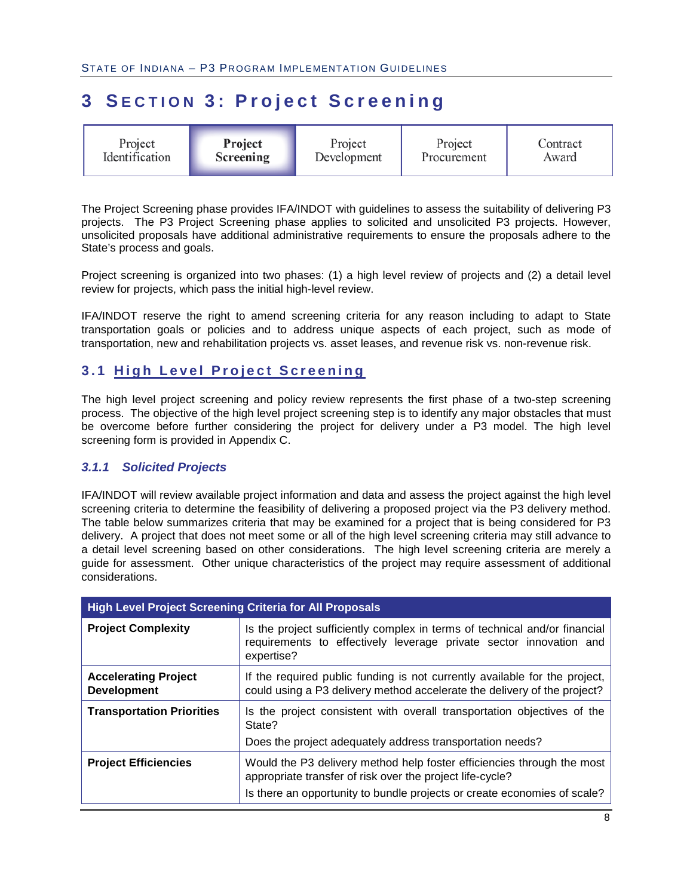# 3 Section 3: Project Screening

| Project Identification | **Project Screening** | Project Development | Project Procurement | Contract Award |
|---|---|---|---|---|

The Project Screening phase provides IFA/INDOT with guidelines to assess the suitability of delivering P3 projects. The P3 Project Screening phase applies to solicited and unsolicited P3 projects. However, unsolicited proposals have additional administrative requirements to ensure the proposals adhere to the State's process and goals.

Project screening is organized into two phases: (1) a high level review of projects and (2) a detail level review for projects, which pass the initial high-level review.

IFA/INDOT reserve the right to amend screening criteria for any reason including to adapt to State transportation goals or policies and to address unique aspects of each project, such as mode of transportation, new and rehabilitation projects vs. asset leases, and revenue risk vs. non-revenue risk.

## 3.1 High Level Project Screening

The high level project screening and policy review represents the first phase of a two-step screening process. The objective of the high level project screening step is to identify any major obstacles that must be overcome before further considering the project for delivery under a P3 model. The high level screening form is provided in Appendix C.

### *3.1.1 Solicited Projects*

IFA/INDOT will review available project information and data and assess the project against the high level screening criteria to determine the feasibility of delivering a proposed project via the P3 delivery method. The table below summarizes criteria that may be examined for a project that is being considered for P3 delivery. A project that does not meet some or all of the high level screening criteria may still advance to a detail level screening based on other considerations. The high level screening criteria are merely a guide for assessment. Other unique characteristics of the project may require assessment of additional considerations.

| High Level Project Screening Criteria for All Proposals | |
|---|---|
| **Project Complexity** | Is the project sufficiently complex in terms of technical and/or financial requirements to effectively leverage private sector innovation and expertise? |
| **Accelerating Project Development** | If the required public funding is not currently available for the project, could using a P3 delivery method accelerate the delivery of the project? |
| **Transportation Priorities** | Is the project consistent with overall transportation objectives of the State?<br>Does the project adequately address transportation needs? |
| **Project Efficiencies** | Would the P3 delivery method help foster efficiencies through the most appropriate transfer of risk over the project life-cycle?<br>Is there an opportunity to bundle projects or create economies of scale? |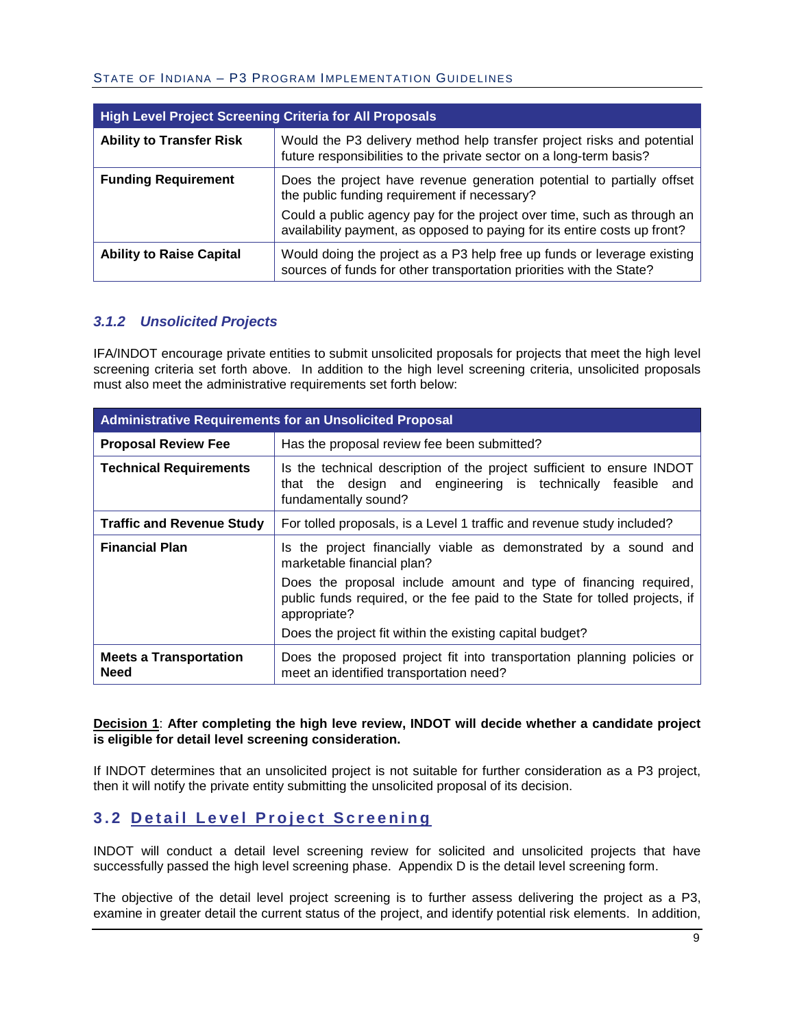| High Level Project Screening Criteria for All Proposals | |
|---|---|
| **Ability to Transfer Risk** | Would the P3 delivery method help transfer project risks and potential future responsibilities to the private sector on a long-term basis? |
| **Funding Requirement** | Does the project have revenue generation potential to partially offset the public funding requirement if necessary?<br>Could a public agency pay for the project over time, such as through an availability payment, as opposed to paying for its entire costs up front? |
| **Ability to Raise Capital** | Would doing the project as a P3 help free up funds or leverage existing sources of funds for other transportation priorities with the State? |

### *3.1.2 Unsolicited Projects*

IFA/INDOT encourage private entities to submit unsolicited proposals for projects that meet the high level screening criteria set forth above. In addition to the high level screening criteria, unsolicited proposals must also meet the administrative requirements set forth below:

| Administrative Requirements for an Unsolicited Proposal | |
|---|---|
| **Proposal Review Fee** | Has the proposal review fee been submitted? |
| **Technical Requirements** | Is the technical description of the project sufficient to ensure INDOT that the design and engineering is technically feasible and fundamentally sound? |
| **Traffic and Revenue Study** | For tolled proposals, is a Level 1 traffic and revenue study included? |
| **Financial Plan** | Is the project financially viable as demonstrated by a sound and marketable financial plan?<br>Does the proposal include amount and type of financing required, public funds required, or the fee paid to the State for tolled projects, if appropriate?<br>Does the project fit within the existing capital budget? |
| **Meets a Transportation Need** | Does the proposed project fit into transportation planning policies or meet an identified transportation need? |

**<u>Decision 1</u>: After completing the high leve review, INDOT will decide whether a candidate project is eligible for detail level screening consideration.**

If INDOT determines that an unsolicited project is not suitable for further consideration as a P3 project, then it will notify the private entity submitting the unsolicited proposal of its decision.

## 3.2 <u>Detail Level Project Screening</u>

INDOT will conduct a detail level screening review for solicited and unsolicited projects that have successfully passed the high level screening phase. Appendix D is the detail level screening form.

The objective of the detail level project screening is to further assess delivering the project as a P3, examine in greater detail the current status of the project, and identify potential risk elements. In addition,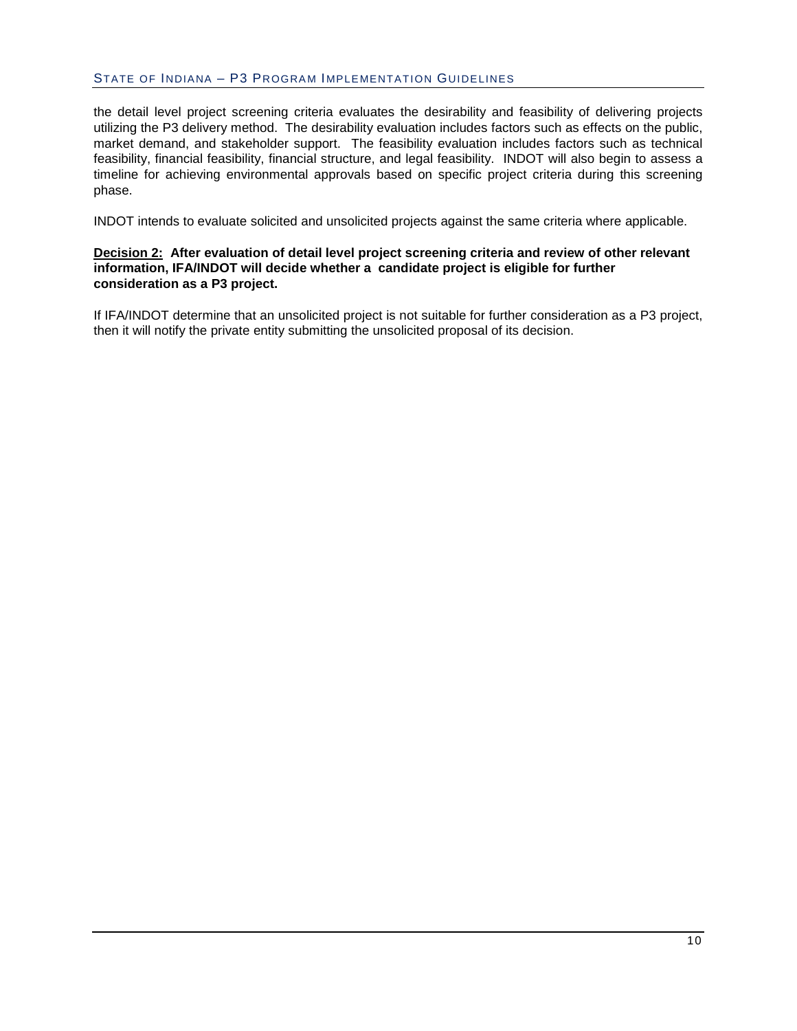the detail level project screening criteria evaluates the desirability and feasibility of delivering projects utilizing the P3 delivery method. The desirability evaluation includes factors such as effects on the public, market demand, and stakeholder support. The feasibility evaluation includes factors such as technical feasibility, financial feasibility, financial structure, and legal feasibility. INDOT will also begin to assess a timeline for achieving environmental approvals based on specific project criteria during this screening phase.

INDOT intends to evaluate solicited and unsolicited projects against the same criteria where applicable.

**<u>Decision 2:</u> After evaluation of detail level project screening criteria and review of other relevant information, IFA/INDOT will decide whether a candidate project is eligible for further consideration as a P3 project.**

If IFA/INDOT determine that an unsolicited project is not suitable for further consideration as a P3 project, then it will notify the private entity submitting the unsolicited proposal of its decision.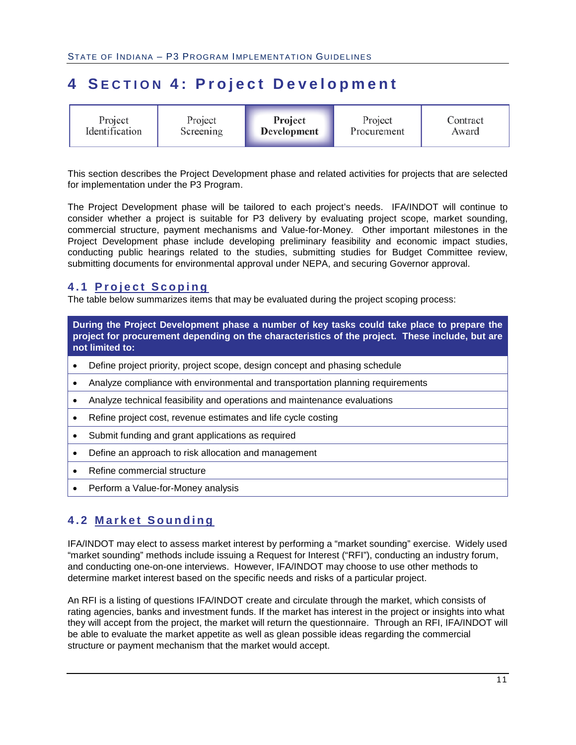# 4 Section 4: Project Development

| Project Identification | Project Screening | **Project Development** | Project Procurement | Contract Award |
|---|---|---|---|---|

This section describes the Project Development phase and related activities for projects that are selected for implementation under the P3 Program.

The Project Development phase will be tailored to each project's needs. IFA/INDOT will continue to consider whether a project is suitable for P3 delivery by evaluating project scope, market sounding, commercial structure, payment mechanisms and Value-for-Money. Other important milestones in the Project Development phase include developing preliminary feasibility and economic impact studies, conducting public hearings related to the studies, submitting studies for Budget Committee review, submitting documents for environmental approval under NEPA, and securing Governor approval.

## 4.1 Project Scoping

The table below summarizes items that may be evaluated during the project scoping process:

| **During the Project Development phase a number of key tasks could take place to prepare the project for procurement depending on the characteristics of the project. These include, but are not limited to:** |
|---|
| • Define project priority, project scope, design concept and phasing schedule |
| • Analyze compliance with environmental and transportation planning requirements |
| • Analyze technical feasibility and operations and maintenance evaluations |
| • Refine project cost, revenue estimates and life cycle costing |
| • Submit funding and grant applications as required |
| • Define an approach to risk allocation and management |
| • Refine commercial structure |
| • Perform a Value-for-Money analysis |

## 4.2 Market Sounding

IFA/INDOT may elect to assess market interest by performing a "market sounding" exercise. Widely used "market sounding" methods include issuing a Request for Interest ("RFI"), conducting an industry forum, and conducting one-on-one interviews. However, IFA/INDOT may choose to use other methods to determine market interest based on the specific needs and risks of a particular project.

An RFI is a listing of questions IFA/INDOT create and circulate through the market, which consists of rating agencies, banks and investment funds. If the market has interest in the project or insights into what they will accept from the project, the market will return the questionnaire. Through an RFI, IFA/INDOT will be able to evaluate the market appetite as well as glean possible ideas regarding the commercial structure or payment mechanism that the market would accept.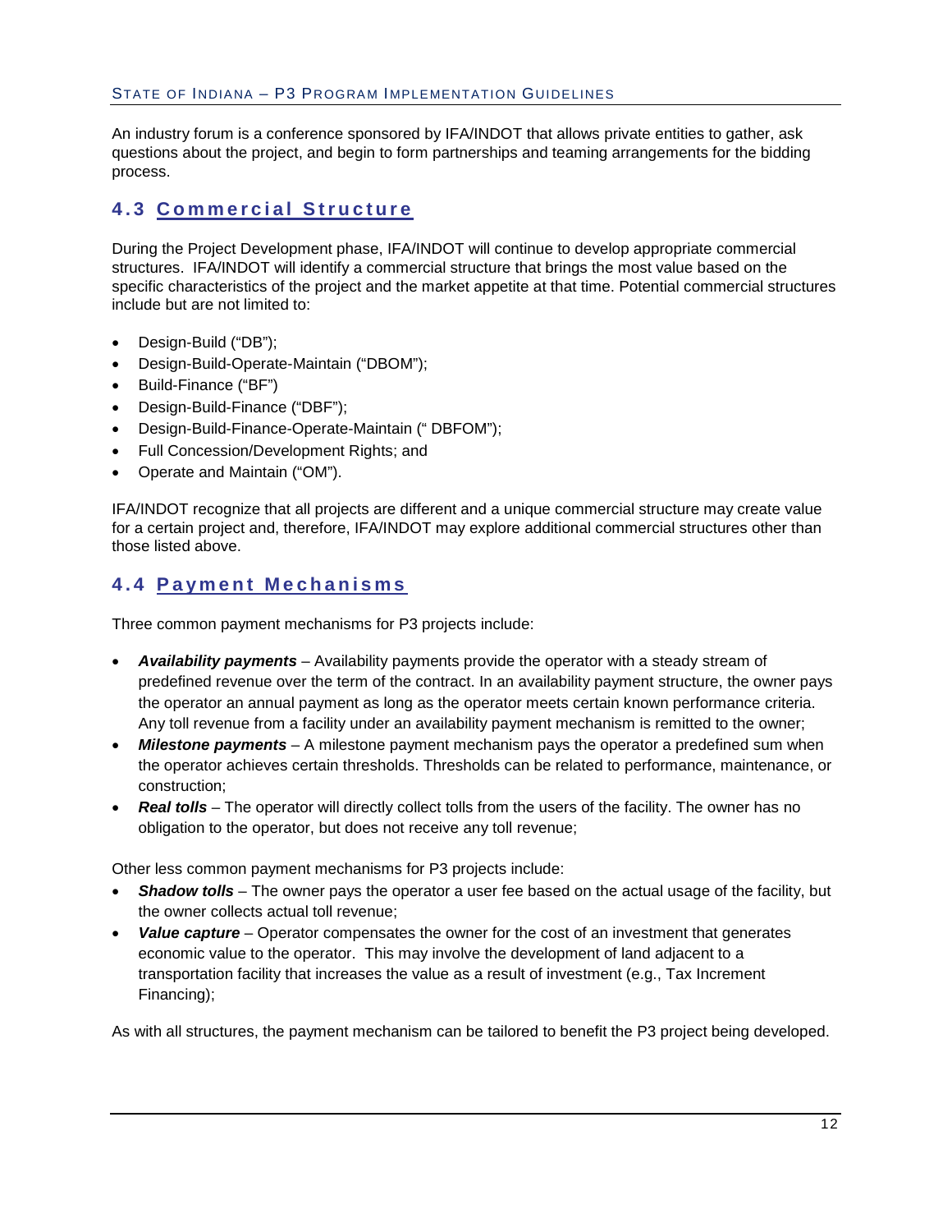An industry forum is a conference sponsored by IFA/INDOT that allows private entities to gather, ask questions about the project, and begin to form partnerships and teaming arrangements for the bidding process.

## 4.3 Commercial Structure

During the Project Development phase, IFA/INDOT will continue to develop appropriate commercial structures. IFA/INDOT will identify a commercial structure that brings the most value based on the specific characteristics of the project and the market appetite at that time. Potential commercial structures include but are not limited to:

- Design-Build ("DB");
- Design-Build-Operate-Maintain ("DBOM");
- Build-Finance ("BF")
- Design-Build-Finance ("DBF");
- Design-Build-Finance-Operate-Maintain (" DBFOM");
- Full Concession/Development Rights; and
- Operate and Maintain ("OM").

IFA/INDOT recognize that all projects are different and a unique commercial structure may create value for a certain project and, therefore, IFA/INDOT may explore additional commercial structures other than those listed above.

## 4.4 Payment Mechanisms

Three common payment mechanisms for P3 projects include:

- ***Availability payments*** – Availability payments provide the operator with a steady stream of predefined revenue over the term of the contract. In an availability payment structure, the owner pays the operator an annual payment as long as the operator meets certain known performance criteria. Any toll revenue from a facility under an availability payment mechanism is remitted to the owner;
- ***Milestone payments*** – A milestone payment mechanism pays the operator a predefined sum when the operator achieves certain thresholds. Thresholds can be related to performance, maintenance, or construction;
- ***Real tolls*** – The operator will directly collect tolls from the users of the facility. The owner has no obligation to the operator, but does not receive any toll revenue;

Other less common payment mechanisms for P3 projects include:

- ***Shadow tolls*** – The owner pays the operator a user fee based on the actual usage of the facility, but the owner collects actual toll revenue;
- ***Value capture*** – Operator compensates the owner for the cost of an investment that generates economic value to the operator. This may involve the development of land adjacent to a transportation facility that increases the value as a result of investment (e.g., Tax Increment Financing);

As with all structures, the payment mechanism can be tailored to benefit the P3 project being developed.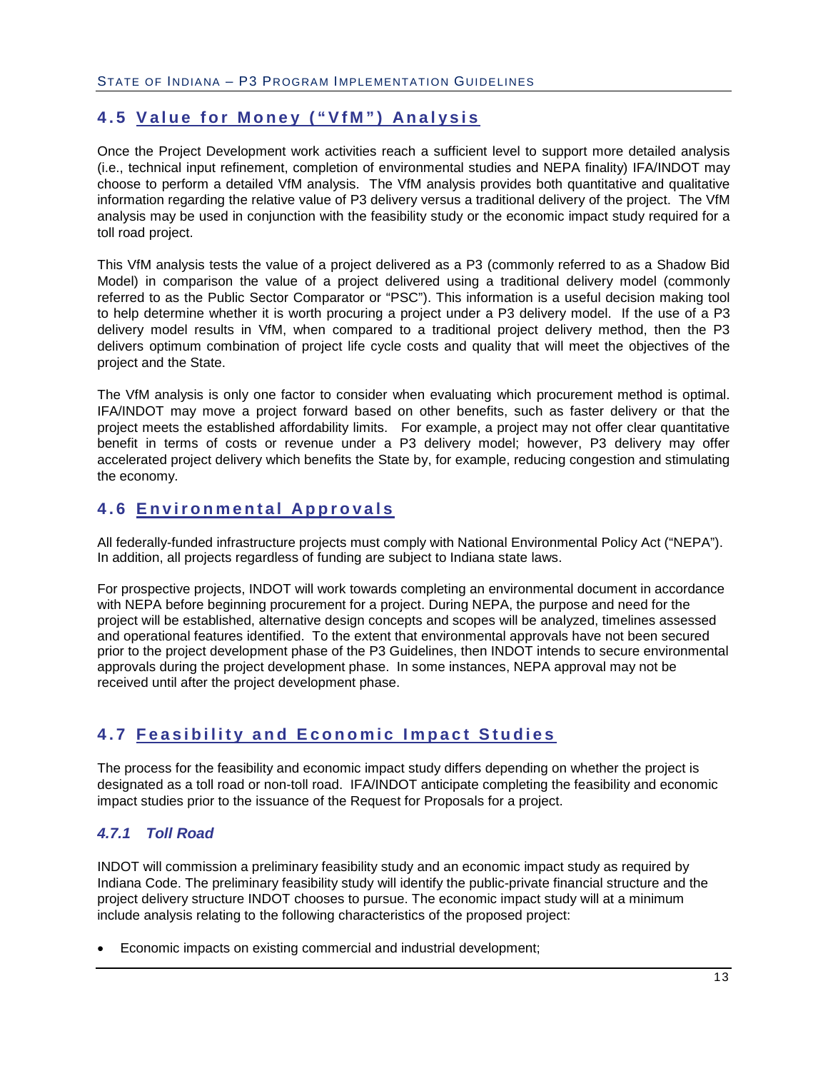## 4.5 Value for Money ("VfM") Analysis

Once the Project Development work activities reach a sufficient level to support more detailed analysis (i.e., technical input refinement, completion of environmental studies and NEPA finality) IFA/INDOT may choose to perform a detailed VfM analysis. The VfM analysis provides both quantitative and qualitative information regarding the relative value of P3 delivery versus a traditional delivery of the project. The VfM analysis may be used in conjunction with the feasibility study or the economic impact study required for a toll road project.

This VfM analysis tests the value of a project delivered as a P3 (commonly referred to as a Shadow Bid Model) in comparison the value of a project delivered using a traditional delivery model (commonly referred to as the Public Sector Comparator or "PSC"). This information is a useful decision making tool to help determine whether it is worth procuring a project under a P3 delivery model. If the use of a P3 delivery model results in VfM, when compared to a traditional project delivery method, then the P3 delivers optimum combination of project life cycle costs and quality that will meet the objectives of the project and the State.

The VfM analysis is only one factor to consider when evaluating which procurement method is optimal. IFA/INDOT may move a project forward based on other benefits, such as faster delivery or that the project meets the established affordability limits. For example, a project may not offer clear quantitative benefit in terms of costs or revenue under a P3 delivery model; however, P3 delivery may offer accelerated project delivery which benefits the State by, for example, reducing congestion and stimulating the economy.

## 4.6 Environmental Approvals

All federally-funded infrastructure projects must comply with National Environmental Policy Act ("NEPA"). In addition, all projects regardless of funding are subject to Indiana state laws.

For prospective projects, INDOT will work towards completing an environmental document in accordance with NEPA before beginning procurement for a project. During NEPA, the purpose and need for the project will be established, alternative design concepts and scopes will be analyzed, timelines assessed and operational features identified. To the extent that environmental approvals have not been secured prior to the project development phase of the P3 Guidelines, then INDOT intends to secure environmental approvals during the project development phase. In some instances, NEPA approval may not be received until after the project development phase.

## 4.7 Feasibility and Economic Impact Studies

The process for the feasibility and economic impact study differs depending on whether the project is designated as a toll road or non-toll road. IFA/INDOT anticipate completing the feasibility and economic impact studies prior to the issuance of the Request for Proposals for a project.

### *4.7.1 Toll Road*

INDOT will commission a preliminary feasibility study and an economic impact study as required by Indiana Code. The preliminary feasibility study will identify the public-private financial structure and the project delivery structure INDOT chooses to pursue. The economic impact study will at a minimum include analysis relating to the following characteristics of the proposed project:

- Economic impacts on existing commercial and industrial development;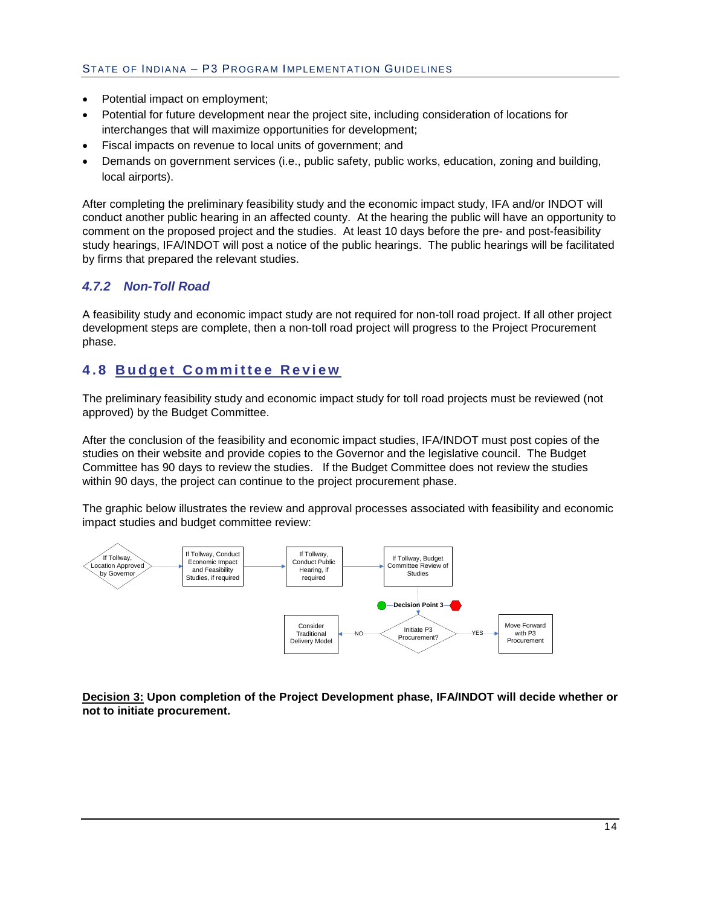- Potential impact on employment;
- Potential for future development near the project site, including consideration of locations for interchanges that will maximize opportunities for development;
- Fiscal impacts on revenue to local units of government; and
- Demands on government services (i.e., public safety, public works, education, zoning and building, local airports).

After completing the preliminary feasibility study and the economic impact study, IFA and/or INDOT will conduct another public hearing in an affected county. At the hearing the public will have an opportunity to comment on the proposed project and the studies. At least 10 days before the pre- and post-feasibility study hearings, IFA/INDOT will post a notice of the public hearings. The public hearings will be facilitated by firms that prepared the relevant studies.

### *4.7.2 Non-Toll Road*

A feasibility study and economic impact study are not required for non-toll road project. If all other project development steps are complete, then a non-toll road project will progress to the Project Procurement phase.

## 4.8 Budget Committee Review

The preliminary feasibility study and economic impact study for toll road projects must be reviewed (not approved) by the Budget Committee.

After the conclusion of the feasibility and economic impact studies, IFA/INDOT must post copies of the studies on their website and provide copies to the Governor and the legislative council. The Budget Committee has 90 days to review the studies. If the Budget Committee does not review the studies within 90 days, the project can continue to the project procurement phase.

The graphic below illustrates the review and approval processes associated with feasibility and economic impact studies and budget committee review:

If Tollway, Location Approved by Governor → If Tollway, Conduct Economic Impact and Feasibility Studies, if required → If Tollway, Conduct Public Hearing, if required → If Tollway, Budget Committee Review of Studies

Decision Point 3 → Initiate P3 Procurement?
- NO → Consider Traditional Delivery Model
- YES → Move Forward with P3 Procurement

**Decision 3:** **Upon completion of the Project Development phase, IFA/INDOT will decide whether or not to initiate procurement.**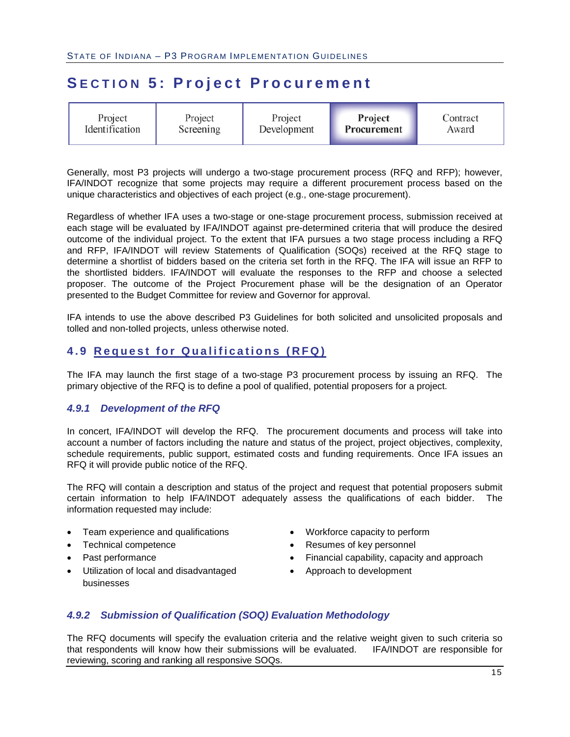# SECTION 5: Project Procurement

| Project Identification | Project Screening | Project Development | **Project Procurement** | Contract Award |
|---|---|---|---|---|

Generally, most P3 projects will undergo a two-stage procurement process (RFQ and RFP); however, IFA/INDOT recognize that some projects may require a different procurement process based on the unique characteristics and objectives of each project (e.g., one-stage procurement).

Regardless of whether IFA uses a two-stage or one-stage procurement process, submission received at each stage will be evaluated by IFA/INDOT against pre-determined criteria that will produce the desired outcome of the individual project. To the extent that IFA pursues a two stage process including a RFQ and RFP, IFA/INDOT will review Statements of Qualification (SOQs) received at the RFQ stage to determine a shortlist of bidders based on the criteria set forth in the RFQ. The IFA will issue an RFP to the shortlisted bidders. IFA/INDOT will evaluate the responses to the RFP and choose a selected proposer. The outcome of the Project Procurement phase will be the designation of an Operator presented to the Budget Committee for review and Governor for approval.

IFA intends to use the above described P3 Guidelines for both solicited and unsolicited proposals and tolled and non-tolled projects, unless otherwise noted.

## 4.9 Request for Qualifications (RFQ)

The IFA may launch the first stage of a two-stage P3 procurement process by issuing an RFQ. The primary objective of the RFQ is to define a pool of qualified, potential proposers for a project.

### *4.9.1 Development of the RFQ*

In concert, IFA/INDOT will develop the RFQ. The procurement documents and process will take into account a number of factors including the nature and status of the project, project objectives, complexity, schedule requirements, public support, estimated costs and funding requirements. Once IFA issues an RFQ it will provide public notice of the RFQ.

The RFQ will contain a description and status of the project and request that potential proposers submit certain information to help IFA/INDOT adequately assess the qualifications of each bidder. The information requested may include:

- Team experience and qualifications
- Technical competence
- Past performance
- Utilization of local and disadvantaged businesses
- Workforce capacity to perform
- Resumes of key personnel
- Financial capability, capacity and approach
- Approach to development

### *4.9.2 Submission of Qualification (SOQ) Evaluation Methodology*

The RFQ documents will specify the evaluation criteria and the relative weight given to such criteria so that respondents will know how their submissions will be evaluated. IFA/INDOT are responsible for reviewing, scoring and ranking all responsive SOQs.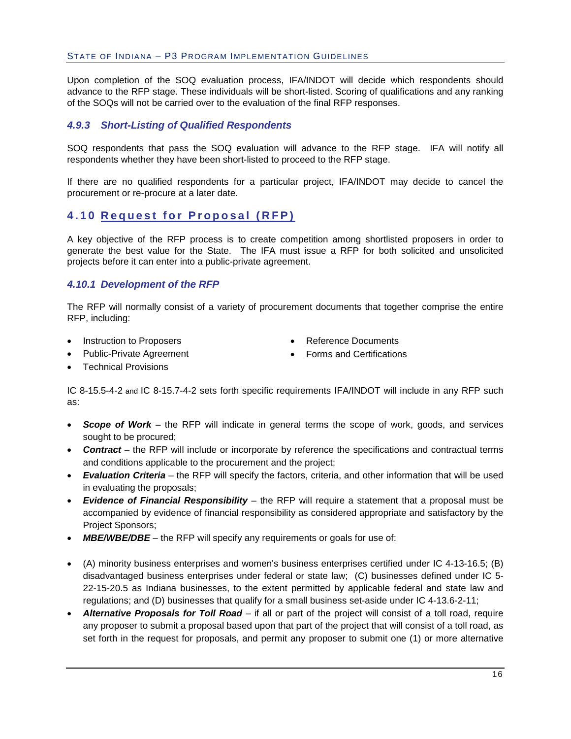Upon completion of the SOQ evaluation process, IFA/INDOT will decide which respondents should advance to the RFP stage. These individuals will be short-listed. Scoring of qualifications and any ranking of the SOQs will not be carried over to the evaluation of the final RFP responses.

### *4.9.3 Short-Listing of Qualified Respondents*

SOQ respondents that pass the SOQ evaluation will advance to the RFP stage. IFA will notify all respondents whether they have been short-listed to proceed to the RFP stage.

If there are no qualified respondents for a particular project, IFA/INDOT may decide to cancel the procurement or re-procure at a later date.

## 4.10 Request for Proposal (RFP)

A key objective of the RFP process is to create competition among shortlisted proposers in order to generate the best value for the State. The IFA must issue a RFP for both solicited and unsolicited projects before it can enter into a public-private agreement.

### *4.10.1 Development of the RFP*

The RFP will normally consist of a variety of procurement documents that together comprise the entire RFP, including:

- Instruction to Proposers
- Public-Private Agreement
- Technical Provisions
- Reference Documents
- Forms and Certifications

IC 8-15.5-4-2 and IC 8-15.7-4-2 sets forth specific requirements IFA/INDOT will include in any RFP such as:

- ***Scope of Work*** – the RFP will indicate in general terms the scope of work, goods, and services sought to be procured;
- ***Contract*** – the RFP will include or incorporate by reference the specifications and contractual terms and conditions applicable to the procurement and the project;
- ***Evaluation Criteria*** – the RFP will specify the factors, criteria, and other information that will be used in evaluating the proposals;
- ***Evidence of Financial Responsibility*** – the RFP will require a statement that a proposal must be accompanied by evidence of financial responsibility as considered appropriate and satisfactory by the Project Sponsors;
- ***MBE/WBE/DBE*** – the RFP will specify any requirements or goals for use of:
- (A) minority business enterprises and women's business enterprises certified under IC 4-13-16.5; (B) disadvantaged business enterprises under federal or state law; (C) businesses defined under IC 5-22-15-20.5 as Indiana businesses, to the extent permitted by applicable federal and state law and regulations; and (D) businesses that qualify for a small business set-aside under IC 4-13.6-2-11;
- ***Alternative Proposals for Toll Road*** – if all or part of the project will consist of a toll road, require any proposer to submit a proposal based upon that part of the project that will consist of a toll road, as set forth in the request for proposals, and permit any proposer to submit one (1) or more alternative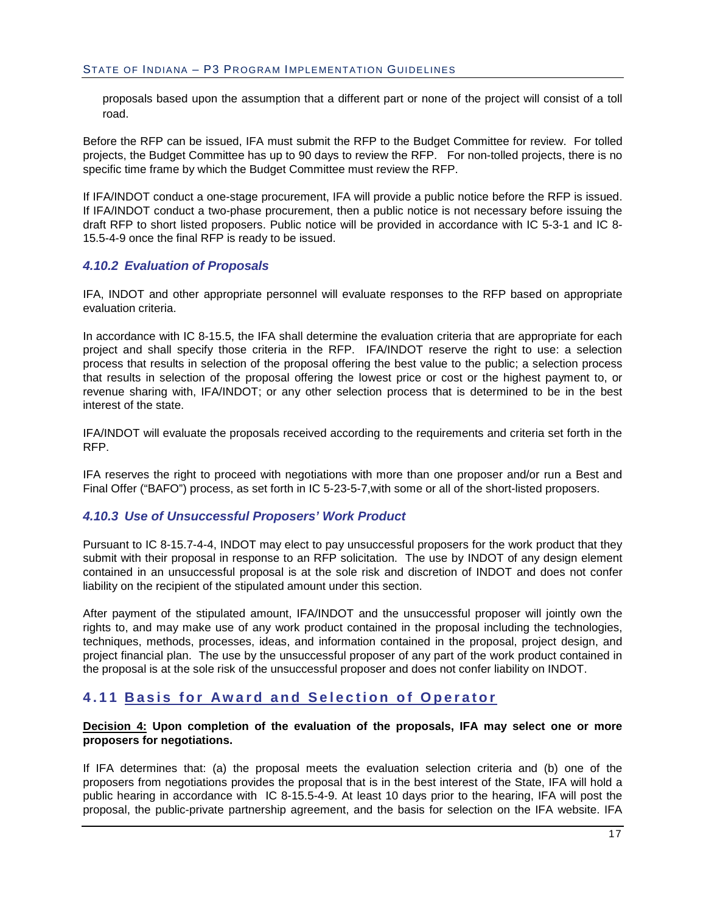proposals based upon the assumption that a different part or none of the project will consist of a toll road.

Before the RFP can be issued, IFA must submit the RFP to the Budget Committee for review. For tolled projects, the Budget Committee has up to 90 days to review the RFP. For non-tolled projects, there is no specific time frame by which the Budget Committee must review the RFP.

If IFA/INDOT conduct a one-stage procurement, IFA will provide a public notice before the RFP is issued. If IFA/INDOT conduct a two-phase procurement, then a public notice is not necessary before issuing the draft RFP to short listed proposers. Public notice will be provided in accordance with IC 5-3-1 and IC 8-15.5-4-9 once the final RFP is ready to be issued.

### *4.10.2 Evaluation of Proposals*

IFA, INDOT and other appropriate personnel will evaluate responses to the RFP based on appropriate evaluation criteria.

In accordance with IC 8-15.5, the IFA shall determine the evaluation criteria that are appropriate for each project and shall specify those criteria in the RFP. IFA/INDOT reserve the right to use: a selection process that results in selection of the proposal offering the best value to the public; a selection process that results in selection of the proposal offering the lowest price or cost or the highest payment to, or revenue sharing with, IFA/INDOT; or any other selection process that is determined to be in the best interest of the state.

IFA/INDOT will evaluate the proposals received according to the requirements and criteria set forth in the RFP.

IFA reserves the right to proceed with negotiations with more than one proposer and/or run a Best and Final Offer ("BAFO") process, as set forth in IC 5-23-5-7,with some or all of the short-listed proposers.

### *4.10.3 Use of Unsuccessful Proposers' Work Product*

Pursuant to IC 8-15.7-4-4, INDOT may elect to pay unsuccessful proposers for the work product that they submit with their proposal in response to an RFP solicitation. The use by INDOT of any design element contained in an unsuccessful proposal is at the sole risk and discretion of INDOT and does not confer liability on the recipient of the stipulated amount under this section.

After payment of the stipulated amount, IFA/INDOT and the unsuccessful proposer will jointly own the rights to, and may make use of any work product contained in the proposal including the technologies, techniques, methods, processes, ideas, and information contained in the proposal, project design, and project financial plan. The use by the unsuccessful proposer of any part of the work product contained in the proposal is at the sole risk of the unsuccessful proposer and does not confer liability on INDOT.

## 4.11 Basis for Award and Selection of Operator

**Decision 4: Upon completion of the evaluation of the proposals, IFA may select one or more proposers for negotiations.**

If IFA determines that: (a) the proposal meets the evaluation selection criteria and (b) one of the proposers from negotiations provides the proposal that is in the best interest of the State, IFA will hold a public hearing in accordance with IC 8-15.5-4-9. At least 10 days prior to the hearing, IFA will post the proposal, the public-private partnership agreement, and the basis for selection on the IFA website. IFA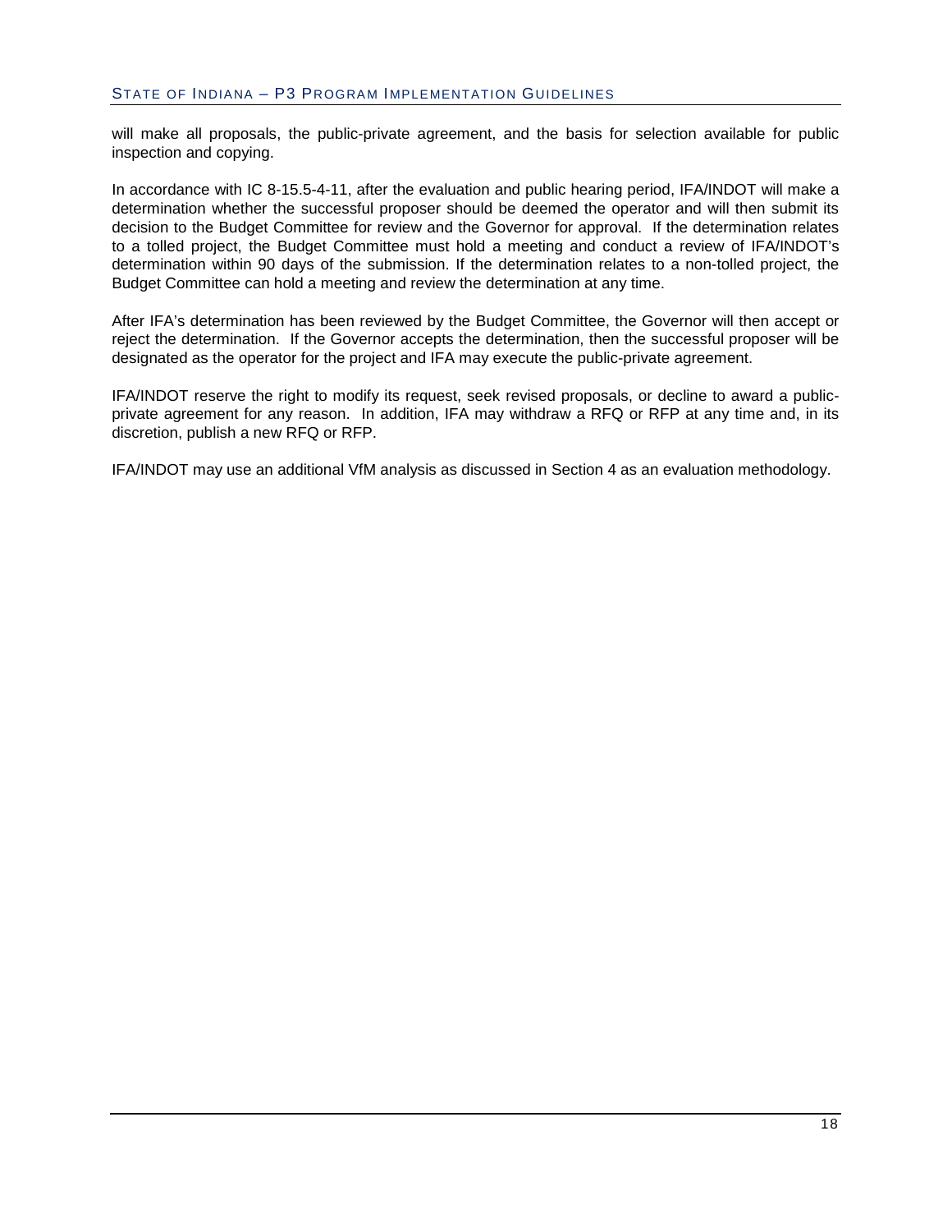will make all proposals, the public-private agreement, and the basis for selection available for public inspection and copying.

In accordance with IC 8-15.5-4-11, after the evaluation and public hearing period, IFA/INDOT will make a determination whether the successful proposer should be deemed the operator and will then submit its decision to the Budget Committee for review and the Governor for approval. If the determination relates to a tolled project, the Budget Committee must hold a meeting and conduct a review of IFA/INDOT's determination within 90 days of the submission. If the determination relates to a non-tolled project, the Budget Committee can hold a meeting and review the determination at any time.

After IFA's determination has been reviewed by the Budget Committee, the Governor will then accept or reject the determination. If the Governor accepts the determination, then the successful proposer will be designated as the operator for the project and IFA may execute the public-private agreement.

IFA/INDOT reserve the right to modify its request, seek revised proposals, or decline to award a public-private agreement for any reason. In addition, IFA may withdraw a RFQ or RFP at any time and, in its discretion, publish a new RFQ or RFP.

IFA/INDOT may use an additional VfM analysis as discussed in Section 4 as an evaluation methodology.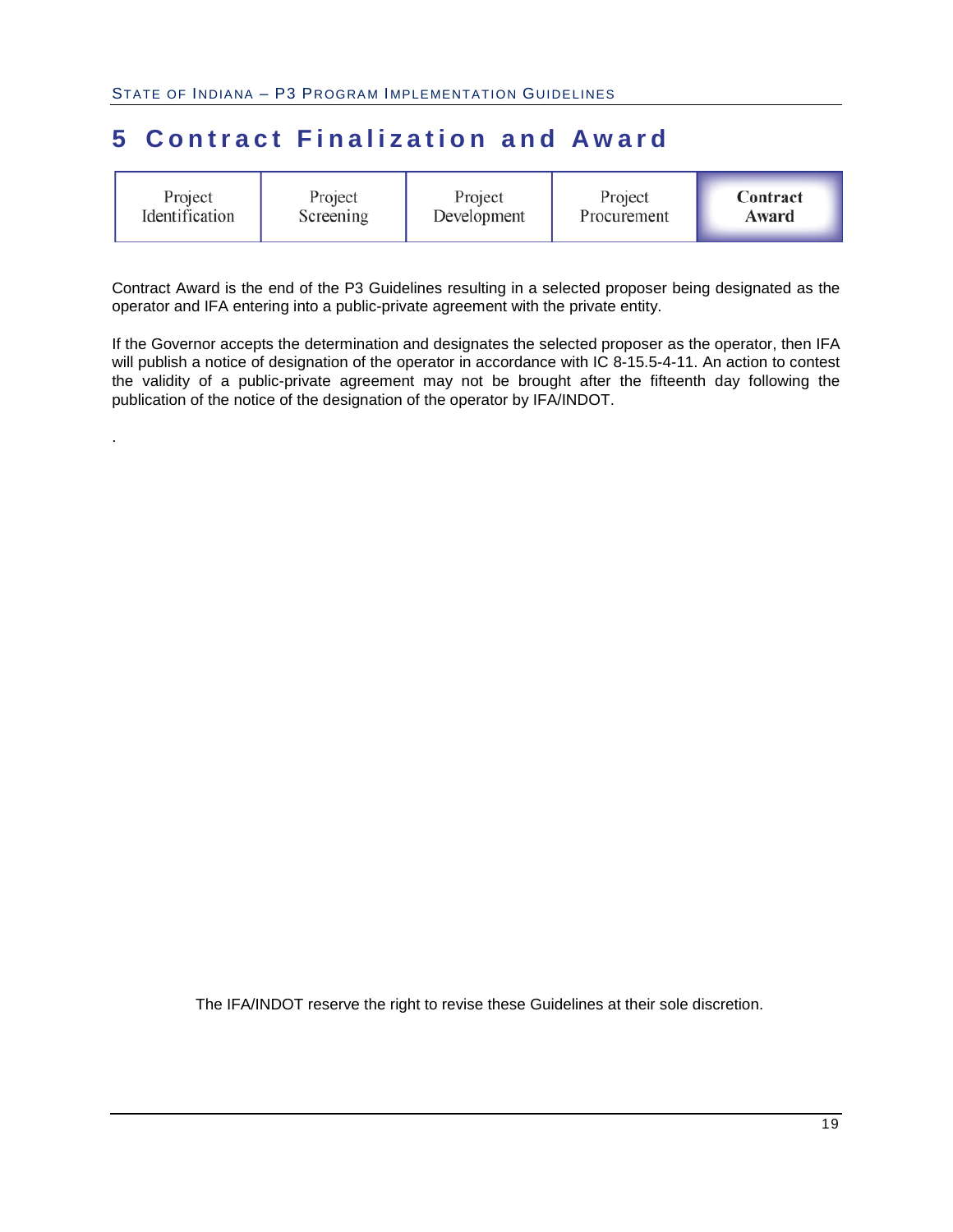# 5 Contract Finalization and Award

| Project Identification | Project Screening | Project Development | Project Procurement | **Contract Award** |
|---|---|---|---|---|

Contract Award is the end of the P3 Guidelines resulting in a selected proposer being designated as the operator and IFA entering into a public-private agreement with the private entity.

If the Governor accepts the determination and designates the selected proposer as the operator, then IFA will publish a notice of designation of the operator in accordance with IC 8-15.5-4-11. An action to contest the validity of a public-private agreement may not be brought after the fifteenth day following the publication of the notice of the designation of the operator by IFA/INDOT.

.

The IFA/INDOT reserve the right to revise these Guidelines at their sole discretion.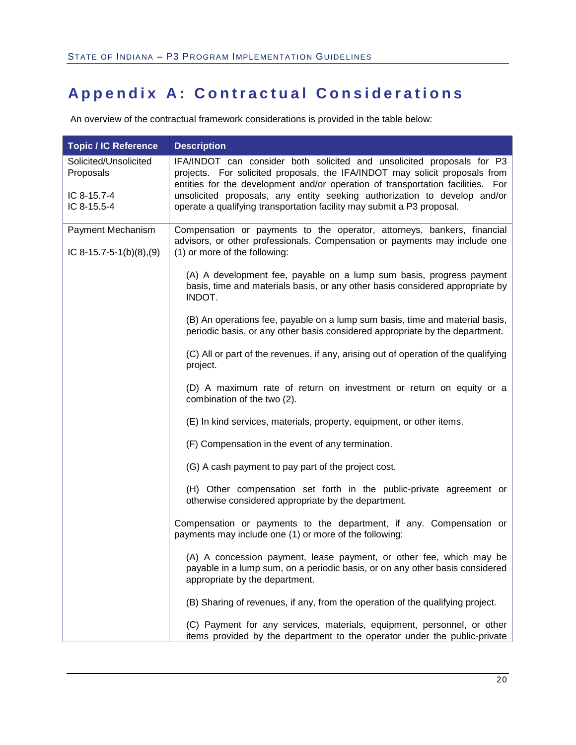# Appendix A: Contractual Considerations

An overview of the contractual framework considerations is provided in the table below:

| Topic / IC Reference | Description |
|---|---|
| Solicited/Unsolicited Proposals<br><br>IC 8-15.7-4<br>IC 8-15.5-4 | IFA/INDOT can consider both solicited and unsolicited proposals for P3 projects. For solicited proposals, the IFA/INDOT may solicit proposals from entities for the development and/or operation of transportation facilities. For unsolicited proposals, any entity seeking authorization to develop and/or operate a qualifying transportation facility may submit a P3 proposal. |
| Payment Mechanism<br><br>IC 8-15.7-5-1(b)(8),(9) | Compensation or payments to the operator, attorneys, bankers, financial advisors, or other professionals. Compensation or payments may include one (1) or more of the following:<br><br>(A) A development fee, payable on a lump sum basis, progress payment basis, time and materials basis, or any other basis considered appropriate by INDOT.<br><br>(B) An operations fee, payable on a lump sum basis, time and material basis, periodic basis, or any other basis considered appropriate by the department.<br><br>(C) All or part of the revenues, if any, arising out of operation of the qualifying project.<br><br>(D) A maximum rate of return on investment or return on equity or a combination of the two (2).<br><br>(E) In kind services, materials, property, equipment, or other items.<br><br>(F) Compensation in the event of any termination.<br><br>(G) A cash payment to pay part of the project cost.<br><br>(H) Other compensation set forth in the public-private agreement or otherwise considered appropriate by the department.<br><br>Compensation or payments to the department, if any. Compensation or payments may include one (1) or more of the following:<br><br>(A) A concession payment, lease payment, or other fee, which may be payable in a lump sum, on a periodic basis, or on any other basis considered appropriate by the department.<br><br>(B) Sharing of revenues, if any, from the operation of the qualifying project.<br><br>(C) Payment for any services, materials, equipment, personnel, or other items provided by the department to the operator under the public-private |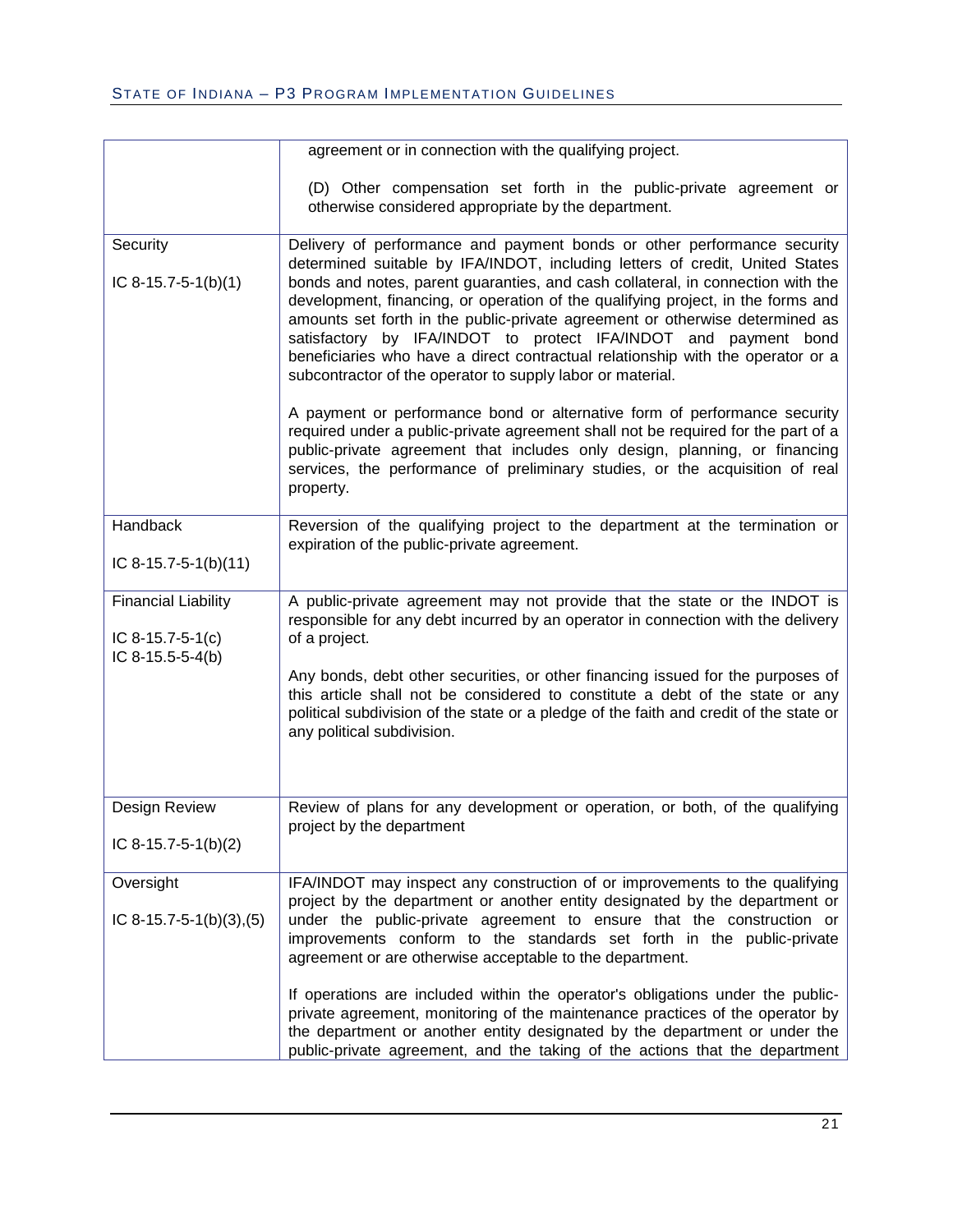| | |
|---|---|
| | agreement or in connection with the qualifying project.<br><br>(D) Other compensation set forth in the public-private agreement or otherwise considered appropriate by the department. |
| Security<br><br>IC 8-15.7-5-1(b)(1) | Delivery of performance and payment bonds or other performance security determined suitable by IFA/INDOT, including letters of credit, United States bonds and notes, parent guaranties, and cash collateral, in connection with the development, financing, or operation of the qualifying project, in the forms and amounts set forth in the public-private agreement or otherwise determined as satisfactory by IFA/INDOT to protect IFA/INDOT and payment bond beneficiaries who have a direct contractual relationship with the operator or a subcontractor of the operator to supply labor or material.<br><br>A payment or performance bond or alternative form of performance security required under a public-private agreement shall not be required for the part of a public-private agreement that includes only design, planning, or financing services, the performance of preliminary studies, or the acquisition of real property. |
| Handback<br><br>IC 8-15.7-5-1(b)(11) | Reversion of the qualifying project to the department at the termination or expiration of the public-private agreement. |
| Financial Liability<br><br>IC 8-15.7-5-1(c)<br>IC 8-15.5-5-4(b) | A public-private agreement may not provide that the state or the INDOT is responsible for any debt incurred by an operator in connection with the delivery of a project.<br><br>Any bonds, debt other securities, or other financing issued for the purposes of this article shall not be considered to constitute a debt of the state or any political subdivision of the state or a pledge of the faith and credit of the state or any political subdivision. |
| Design Review<br><br>IC 8-15.7-5-1(b)(2) | Review of plans for any development or operation, or both, of the qualifying project by the department |
| Oversight<br><br>IC 8-15.7-5-1(b)(3),(5) | IFA/INDOT may inspect any construction of or improvements to the qualifying project by the department or another entity designated by the department or under the public-private agreement to ensure that the construction or improvements conform to the standards set forth in the public-private agreement or are otherwise acceptable to the department.<br><br>If operations are included within the operator's obligations under the public-private agreement, monitoring of the maintenance practices of the operator by the department or another entity designated by the department or under the public-private agreement, and the taking of the actions that the department |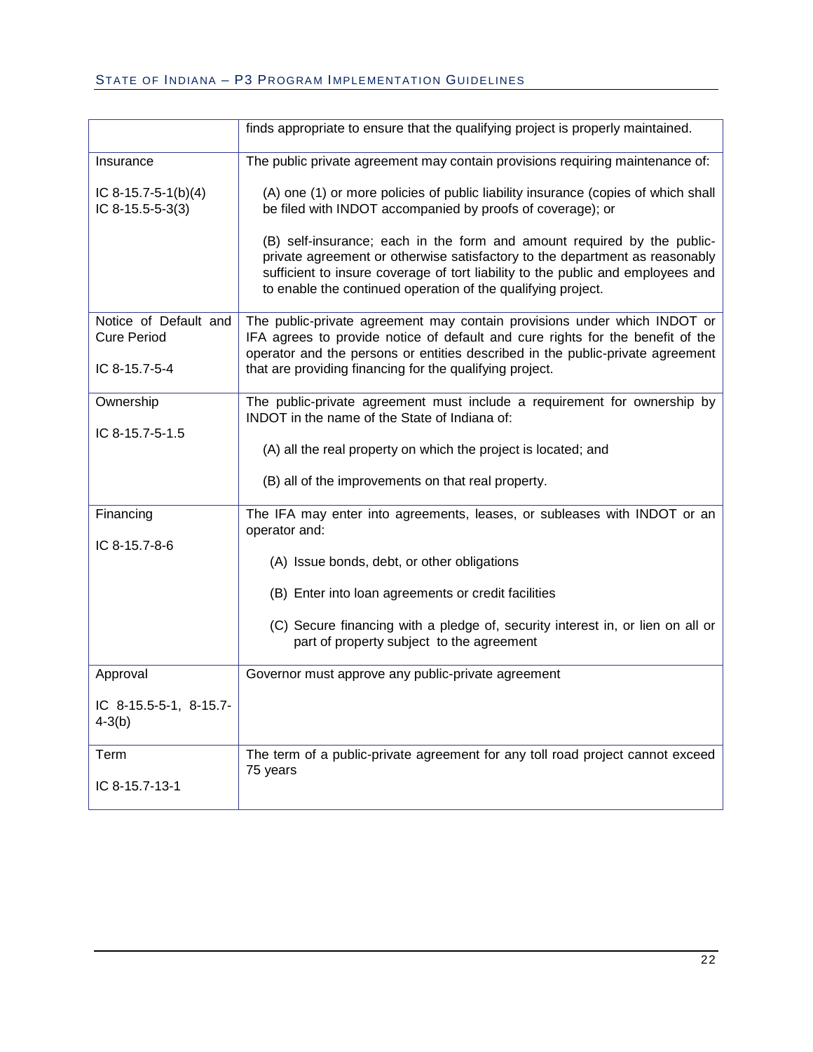| | |
|---|---|
| | finds appropriate to ensure that the qualifying project is properly maintained. |
| Insurance<br><br>IC 8-15.7-5-1(b)(4)<br>IC 8-15.5-5-3(3) | The public private agreement may contain provisions requiring maintenance of:<br><br>(A) one (1) or more policies of public liability insurance (copies of which shall be filed with INDOT accompanied by proofs of coverage); or<br><br>(B) self-insurance; each in the form and amount required by the public-private agreement or otherwise satisfactory to the department as reasonably sufficient to insure coverage of tort liability to the public and employees and to enable the continued operation of the qualifying project. |
| Notice of Default and Cure Period<br><br>IC 8-15.7-5-4 | The public-private agreement may contain provisions under which INDOT or IFA agrees to provide notice of default and cure rights for the benefit of the operator and the persons or entities described in the public-private agreement that are providing financing for the qualifying project. |
| Ownership<br><br>IC 8-15.7-5-1.5 | The public-private agreement must include a requirement for ownership by INDOT in the name of the State of Indiana of:<br><br>(A) all the real property on which the project is located; and<br><br>(B) all of the improvements on that real property. |
| Financing<br><br>IC 8-15.7-8-6 | The IFA may enter into agreements, leases, or subleases with INDOT or an operator and:<br><br>(A) Issue bonds, debt, or other obligations<br><br>(B) Enter into loan agreements or credit facilities<br><br>(C) Secure financing with a pledge of, security interest in, or lien on all or part of property subject to the agreement |
| Approval<br><br>IC 8-15.5-5-1, 8-15.7-4-3(b) | Governor must approve any public-private agreement |
| Term<br><br>IC 8-15.7-13-1 | The term of a public-private agreement for any toll road project cannot exceed 75 years |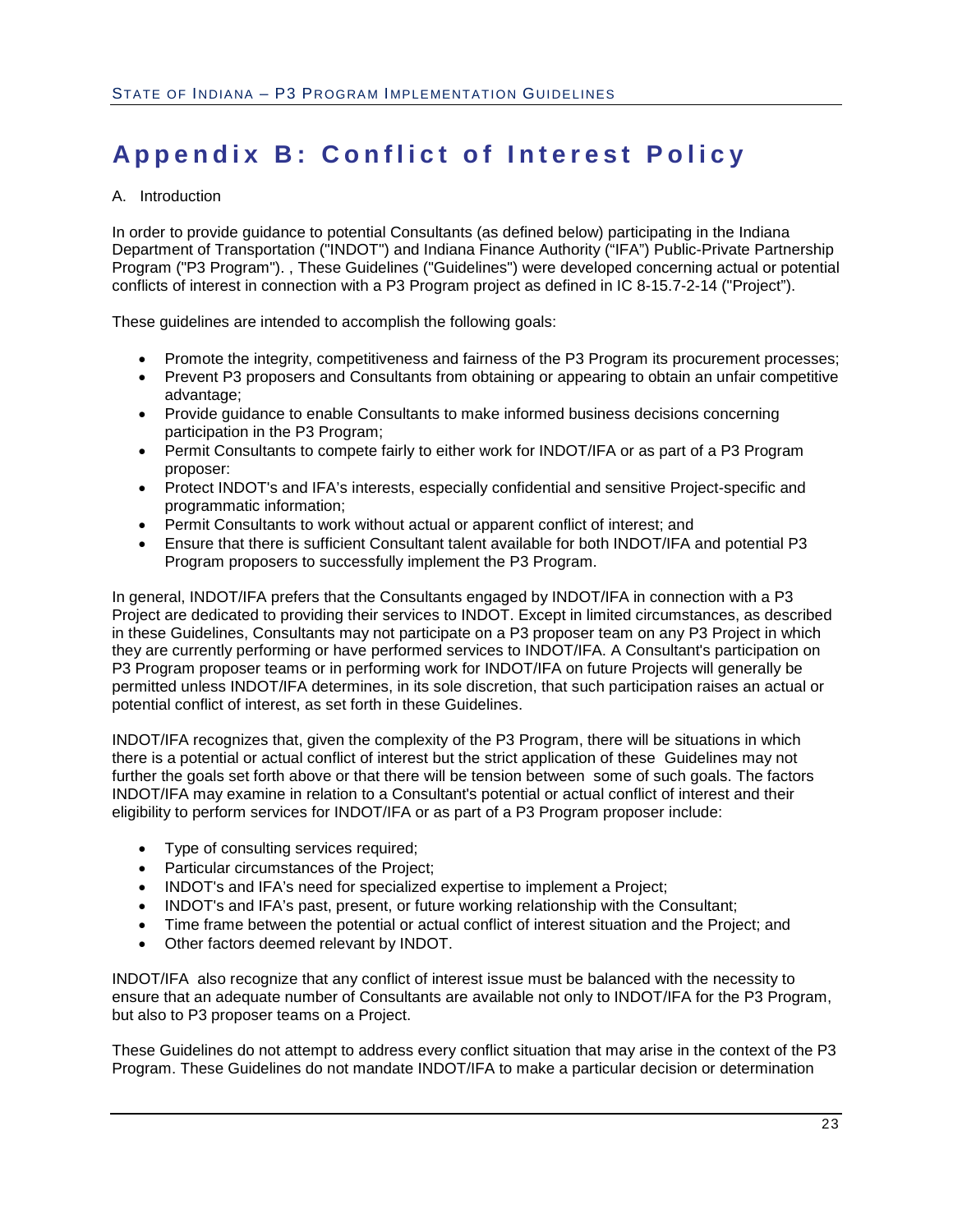# Appendix B: Conflict of Interest Policy

A. Introduction

In order to provide guidance to potential Consultants (as defined below) participating in the Indiana Department of Transportation ("INDOT") and Indiana Finance Authority ("IFA") Public-Private Partnership Program ("P3 Program"). , These Guidelines ("Guidelines") were developed concerning actual or potential conflicts of interest in connection with a P3 Program project as defined in IC 8-15.7-2-14 ("Project").

These guidelines are intended to accomplish the following goals:

- Promote the integrity, competitiveness and fairness of the P3 Program its procurement processes;
- Prevent P3 proposers and Consultants from obtaining or appearing to obtain an unfair competitive advantage;
- Provide guidance to enable Consultants to make informed business decisions concerning participation in the P3 Program;
- Permit Consultants to compete fairly to either work for INDOT/IFA or as part of a P3 Program proposer:
- Protect INDOT's and IFA's interests, especially confidential and sensitive Project-specific and programmatic information;
- Permit Consultants to work without actual or apparent conflict of interest; and
- Ensure that there is sufficient Consultant talent available for both INDOT/IFA and potential P3 Program proposers to successfully implement the P3 Program.

In general, INDOT/IFA prefers that the Consultants engaged by INDOT/IFA in connection with a P3 Project are dedicated to providing their services to INDOT. Except in limited circumstances, as described in these Guidelines, Consultants may not participate on a P3 proposer team on any P3 Project in which they are currently performing or have performed services to INDOT/IFA. A Consultant's participation on P3 Program proposer teams or in performing work for INDOT/IFA on future Projects will generally be permitted unless INDOT/IFA determines, in its sole discretion, that such participation raises an actual or potential conflict of interest, as set forth in these Guidelines.

INDOT/IFA recognizes that, given the complexity of the P3 Program, there will be situations in which there is a potential or actual conflict of interest but the strict application of these Guidelines may not further the goals set forth above or that there will be tension between some of such goals. The factors INDOT/IFA may examine in relation to a Consultant's potential or actual conflict of interest and their eligibility to perform services for INDOT/IFA or as part of a P3 Program proposer include:

- Type of consulting services required;
- Particular circumstances of the Project;
- INDOT's and IFA's need for specialized expertise to implement a Project;
- INDOT's and IFA's past, present, or future working relationship with the Consultant;
- Time frame between the potential or actual conflict of interest situation and the Project; and
- Other factors deemed relevant by INDOT.

INDOT/IFA also recognize that any conflict of interest issue must be balanced with the necessity to ensure that an adequate number of Consultants are available not only to INDOT/IFA for the P3 Program, but also to P3 proposer teams on a Project.

These Guidelines do not attempt to address every conflict situation that may arise in the context of the P3 Program. These Guidelines do not mandate INDOT/IFA to make a particular decision or determination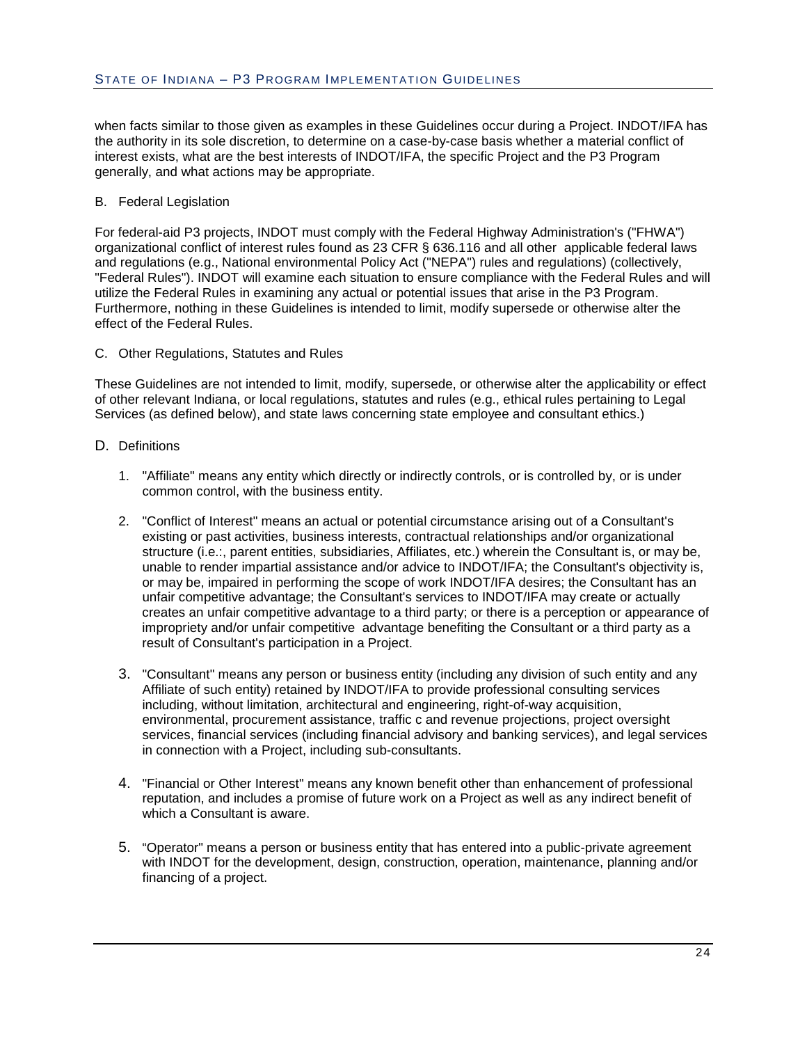when facts similar to those given as examples in these Guidelines occur during a Project. INDOT/IFA has the authority in its sole discretion, to determine on a case-by-case basis whether a material conflict of interest exists, what are the best interests of INDOT/IFA, the specific Project and the P3 Program generally, and what actions may be appropriate.

B. Federal Legislation

For federal-aid P3 projects, INDOT must comply with the Federal Highway Administration's ("FHWA") organizational conflict of interest rules found as 23 CFR § 636.116 and all other applicable federal laws and regulations (e.g., National environmental Policy Act ("NEPA") rules and regulations) (collectively, "Federal Rules"). INDOT will examine each situation to ensure compliance with the Federal Rules and will utilize the Federal Rules in examining any actual or potential issues that arise in the P3 Program. Furthermore, nothing in these Guidelines is intended to limit, modify supersede or otherwise alter the effect of the Federal Rules.

C. Other Regulations, Statutes and Rules

These Guidelines are not intended to limit, modify, supersede, or otherwise alter the applicability or effect of other relevant Indiana, or local regulations, statutes and rules (e.g., ethical rules pertaining to Legal Services (as defined below), and state laws concerning state employee and consultant ethics.)

D. Definitions

1. "Affiliate" means any entity which directly or indirectly controls, or is controlled by, or is under common control, with the business entity.

2. "Conflict of Interest" means an actual or potential circumstance arising out of a Consultant's existing or past activities, business interests, contractual relationships and/or organizational structure (i.e.:, parent entities, subsidiaries, Affiliates, etc.) wherein the Consultant is, or may be, unable to render impartial assistance and/or advice to INDOT/IFA; the Consultant's objectivity is, or may be, impaired in performing the scope of work INDOT/IFA desires; the Consultant has an unfair competitive advantage; the Consultant's services to INDOT/IFA may create or actually creates an unfair competitive advantage to a third party; or there is a perception or appearance of impropriety and/or unfair competitive advantage benefiting the Consultant or a third party as a result of Consultant's participation in a Project.

3. "Consultant" means any person or business entity (including any division of such entity and any Affiliate of such entity) retained by INDOT/IFA to provide professional consulting services including, without limitation, architectural and engineering, right-of-way acquisition, environmental, procurement assistance, traffic c and revenue projections, project oversight services, financial services (including financial advisory and banking services), and legal services in connection with a Project, including sub-consultants.

4. "Financial or Other Interest" means any known benefit other than enhancement of professional reputation, and includes a promise of future work on a Project as well as any indirect benefit of which a Consultant is aware.

5. "Operator" means a person or business entity that has entered into a public-private agreement with INDOT for the development, design, construction, operation, maintenance, planning and/or financing of a project.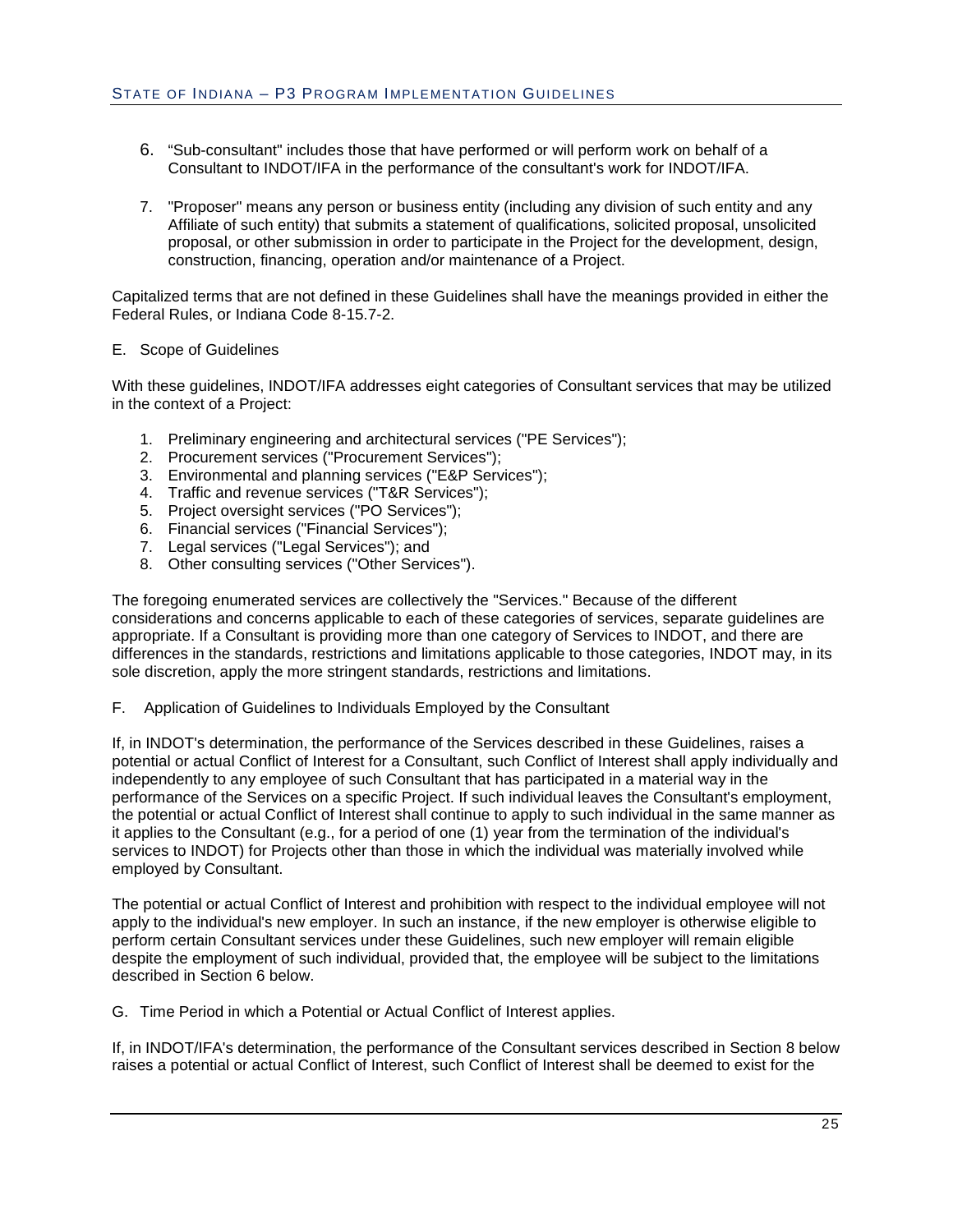6. "Sub-consultant" includes those that have performed or will perform work on behalf of a Consultant to INDOT/IFA in the performance of the consultant's work for INDOT/IFA.

7. "Proposer" means any person or business entity (including any division of such entity and any Affiliate of such entity) that submits a statement of qualifications, solicited proposal, unsolicited proposal, or other submission in order to participate in the Project for the development, design, construction, financing, operation and/or maintenance of a Project.

Capitalized terms that are not defined in these Guidelines shall have the meanings provided in either the Federal Rules, or Indiana Code 8-15.7-2.

E. Scope of Guidelines

With these guidelines, INDOT/IFA addresses eight categories of Consultant services that may be utilized in the context of a Project:

1. Preliminary engineering and architectural services ("PE Services");
2. Procurement services ("Procurement Services");
3. Environmental and planning services ("E&P Services");
4. Traffic and revenue services ("T&R Services");
5. Project oversight services ("PO Services");
6. Financial services ("Financial Services");
7. Legal services ("Legal Services"); and
8. Other consulting services ("Other Services").

The foregoing enumerated services are collectively the "Services." Because of the different considerations and concerns applicable to each of these categories of services, separate guidelines are appropriate. If a Consultant is providing more than one category of Services to INDOT, and there are differences in the standards, restrictions and limitations applicable to those categories, INDOT may, in its sole discretion, apply the more stringent standards, restrictions and limitations.

F. Application of Guidelines to Individuals Employed by the Consultant

If, in INDOT's determination, the performance of the Services described in these Guidelines, raises a potential or actual Conflict of Interest for a Consultant, such Conflict of Interest shall apply individually and independently to any employee of such Consultant that has participated in a material way in the performance of the Services on a specific Project. If such individual leaves the Consultant's employment, the potential or actual Conflict of Interest shall continue to apply to such individual in the same manner as it applies to the Consultant (e.g., for a period of one (1) year from the termination of the individual's services to INDOT) for Projects other than those in which the individual was materially involved while employed by Consultant.

The potential or actual Conflict of Interest and prohibition with respect to the individual employee will not apply to the individual's new employer. In such an instance, if the new employer is otherwise eligible to perform certain Consultant services under these Guidelines, such new employer will remain eligible despite the employment of such individual, provided that, the employee will be subject to the limitations described in Section 6 below.

G. Time Period in which a Potential or Actual Conflict of Interest applies.

If, in INDOT/IFA's determination, the performance of the Consultant services described in Section 8 below raises a potential or actual Conflict of Interest, such Conflict of Interest shall be deemed to exist for the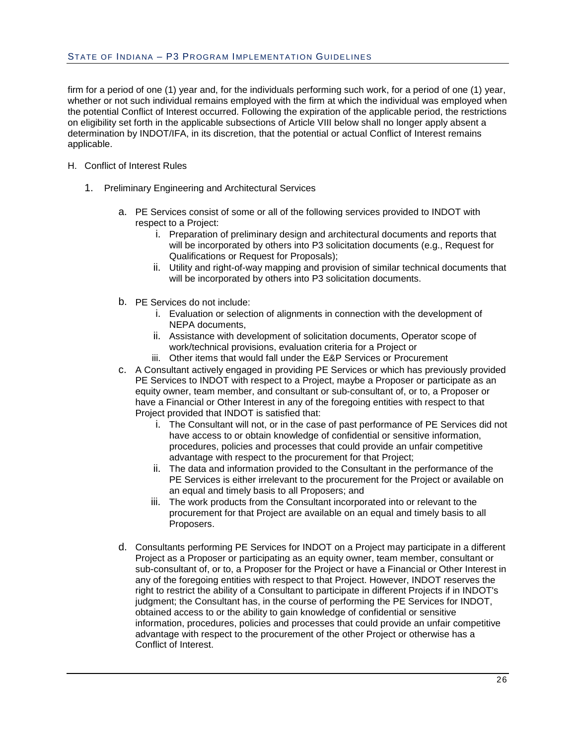firm for a period of one (1) year and, for the individuals performing such work, for a period of one (1) year, whether or not such individual remains employed with the firm at which the individual was employed when the potential Conflict of Interest occurred. Following the expiration of the applicable period, the restrictions on eligibility set forth in the applicable subsections of Article VIII below shall no longer apply absent a determination by INDOT/IFA, in its discretion, that the potential or actual Conflict of Interest remains applicable.

H. Conflict of Interest Rules

1. Preliminary Engineering and Architectural Services

   a. PE Services consist of some or all of the following services provided to INDOT with respect to a Project:
      i. Preparation of preliminary design and architectural documents and reports that will be incorporated by others into P3 solicitation documents (e.g., Request for Qualifications or Request for Proposals);
      ii. Utility and right-of-way mapping and provision of similar technical documents that will be incorporated by others into P3 solicitation documents.

   b. PE Services do not include:
      i. Evaluation or selection of alignments in connection with the development of NEPA documents,
      ii. Assistance with development of solicitation documents, Operator scope of work/technical provisions, evaluation criteria for a Project or
      iii. Other items that would fall under the E&P Services or Procurement

   c. A Consultant actively engaged in providing PE Services or which has previously provided PE Services to INDOT with respect to a Project, maybe a Proposer or participate as an equity owner, team member, and consultant or sub-consultant of, or to, a Proposer or have a Financial or Other Interest in any of the foregoing entities with respect to that Project provided that INDOT is satisfied that:
      i. The Consultant will not, or in the case of past performance of PE Services did not have access to or obtain knowledge of confidential or sensitive information, procedures, policies and processes that could provide an unfair competitive advantage with respect to the procurement for that Project;
      ii. The data and information provided to the Consultant in the performance of the PE Services is either irrelevant to the procurement for the Project or available on an equal and timely basis to all Proposers; and
      iii. The work products from the Consultant incorporated into or relevant to the procurement for that Project are available on an equal and timely basis to all Proposers.

   d. Consultants performing PE Services for INDOT on a Project may participate in a different Project as a Proposer or participating as an equity owner, team member, consultant or sub-consultant of, or to, a Proposer for the Project or have a Financial or Other Interest in any of the foregoing entities with respect to that Project. However, INDOT reserves the right to restrict the ability of a Consultant to participate in different Projects if in INDOT's judgment; the Consultant has, in the course of performing the PE Services for INDOT, obtained access to or the ability to gain knowledge of confidential or sensitive information, procedures, policies and processes that could provide an unfair competitive advantage with respect to the procurement of the other Project or otherwise has a Conflict of Interest.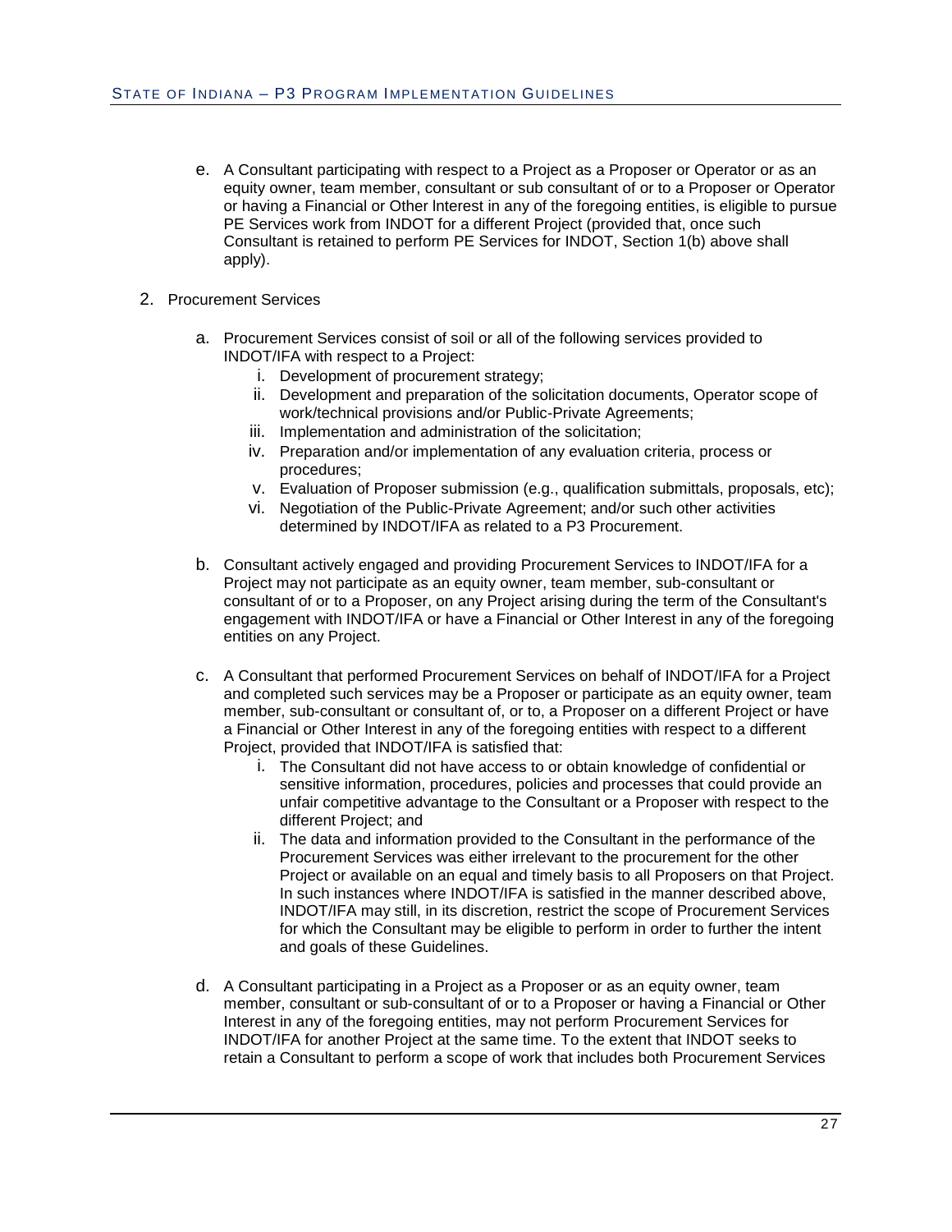e. A Consultant participating with respect to a Project as a Proposer or Operator or as an equity owner, team member, consultant or sub consultant of or to a Proposer or Operator or having a Financial or Other Interest in any of the foregoing entities, is eligible to pursue PE Services work from INDOT for a different Project (provided that, once such Consultant is retained to perform PE Services for INDOT, Section 1(b) above shall apply).

2. Procurement Services

   a. Procurement Services consist of soil or all of the following services provided to INDOT/IFA with respect to a Project:
      i. Development of procurement strategy;
      ii. Development and preparation of the solicitation documents, Operator scope of work/technical provisions and/or Public-Private Agreements;
      iii. Implementation and administration of the solicitation;
      iv. Preparation and/or implementation of any evaluation criteria, process or procedures;
      v. Evaluation of Proposer submission (e.g., qualification submittals, proposals, etc);
      vi. Negotiation of the Public-Private Agreement; and/or such other activities determined by INDOT/IFA as related to a P3 Procurement.

   b. Consultant actively engaged and providing Procurement Services to INDOT/IFA for a Project may not participate as an equity owner, team member, sub-consultant or consultant of or to a Proposer, on any Project arising during the term of the Consultant's engagement with INDOT/IFA or have a Financial or Other Interest in any of the foregoing entities on any Project.

   c. A Consultant that performed Procurement Services on behalf of INDOT/IFA for a Project and completed such services may be a Proposer or participate as an equity owner, team member, sub-consultant or consultant of, or to, a Proposer on a different Project or have a Financial or Other Interest in any of the foregoing entities with respect to a different Project, provided that INDOT/IFA is satisfied that:
      i. The Consultant did not have access to or obtain knowledge of confidential or sensitive information, procedures, policies and processes that could provide an unfair competitive advantage to the Consultant or a Proposer with respect to the different Project; and
      ii. The data and information provided to the Consultant in the performance of the Procurement Services was either irrelevant to the procurement for the other Project or available on an equal and timely basis to all Proposers on that Project. In such instances where INDOT/IFA is satisfied in the manner described above, INDOT/IFA may still, in its discretion, restrict the scope of Procurement Services for which the Consultant may be eligible to perform in order to further the intent and goals of these Guidelines.

   d. A Consultant participating in a Project as a Proposer or as an equity owner, team member, consultant or sub-consultant of or to a Proposer or having a Financial or Other Interest in any of the foregoing entities, may not perform Procurement Services for INDOT/IFA for another Project at the same time. To the extent that INDOT seeks to retain a Consultant to perform a scope of work that includes both Procurement Services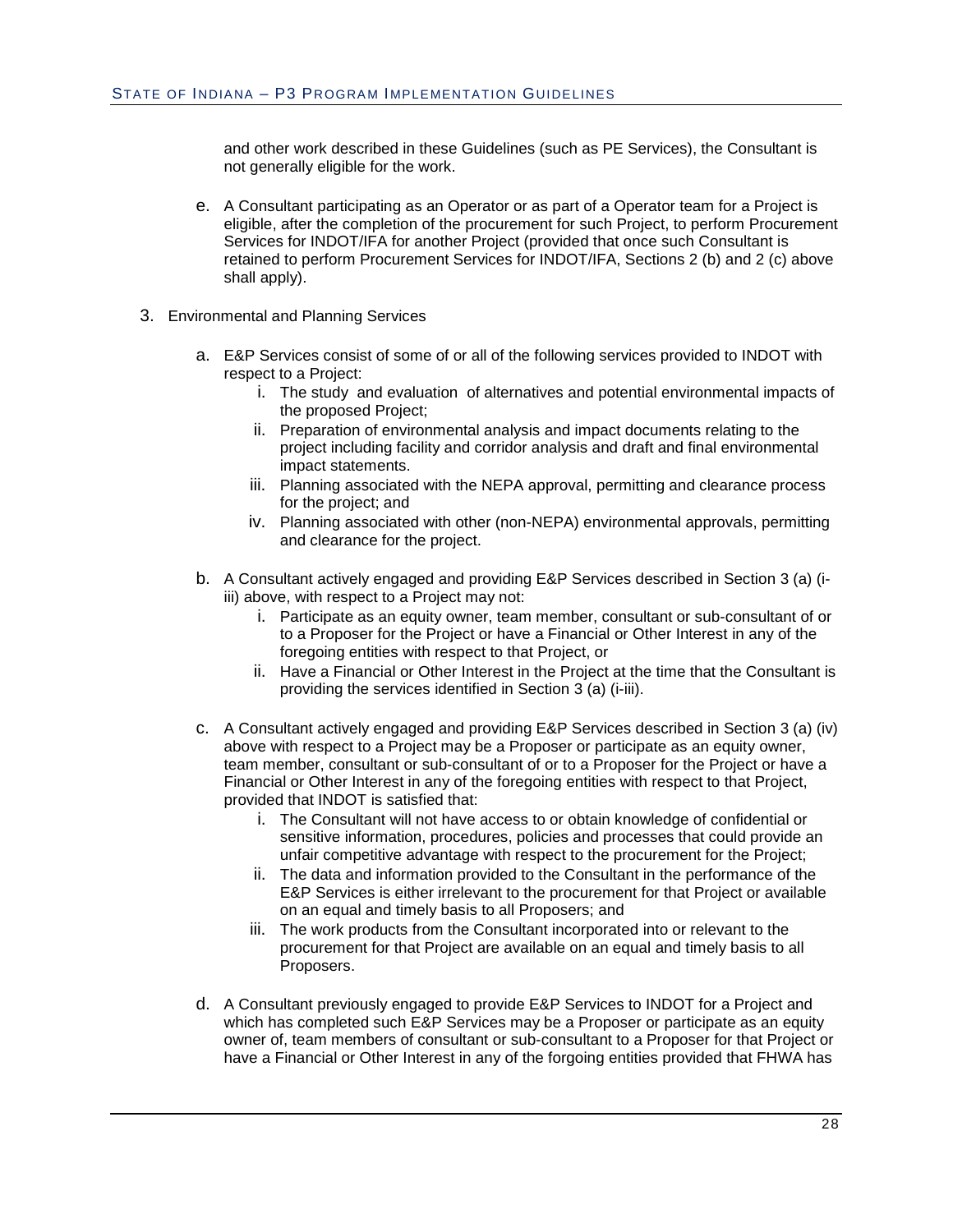and other work described in these Guidelines (such as PE Services), the Consultant is not generally eligible for the work.

e. A Consultant participating as an Operator or as part of a Operator team for a Project is eligible, after the completion of the procurement for such Project, to perform Procurement Services for INDOT/IFA for another Project (provided that once such Consultant is retained to perform Procurement Services for INDOT/IFA, Sections 2 (b) and 2 (c) above shall apply).

3. Environmental and Planning Services

   a. E&P Services consist of some of or all of the following services provided to INDOT with respect to a Project:
      i. The study and evaluation of alternatives and potential environmental impacts of the proposed Project;
      ii. Preparation of environmental analysis and impact documents relating to the project including facility and corridor analysis and draft and final environmental impact statements.
      iii. Planning associated with the NEPA approval, permitting and clearance process for the project; and
      iv. Planning associated with other (non-NEPA) environmental approvals, permitting and clearance for the project.

   b. A Consultant actively engaged and providing E&P Services described in Section 3 (a) (i-iii) above, with respect to a Project may not:
      i. Participate as an equity owner, team member, consultant or sub-consultant of or to a Proposer for the Project or have a Financial or Other Interest in any of the foregoing entities with respect to that Project, or
      ii. Have a Financial or Other Interest in the Project at the time that the Consultant is providing the services identified in Section 3 (a) (i-iii).

   c. A Consultant actively engaged and providing E&P Services described in Section 3 (a) (iv) above with respect to a Project may be a Proposer or participate as an equity owner, team member, consultant or sub-consultant of or to a Proposer for the Project or have a Financial or Other Interest in any of the foregoing entities with respect to that Project, provided that INDOT is satisfied that:
      i. The Consultant will not have access to or obtain knowledge of confidential or sensitive information, procedures, policies and processes that could provide an unfair competitive advantage with respect to the procurement for the Project;
      ii. The data and information provided to the Consultant in the performance of the E&P Services is either irrelevant to the procurement for that Project or available on an equal and timely basis to all Proposers; and
      iii. The work products from the Consultant incorporated into or relevant to the procurement for that Project are available on an equal and timely basis to all Proposers.

   d. A Consultant previously engaged to provide E&P Services to INDOT for a Project and which has completed such E&P Services may be a Proposer or participate as an equity owner of, team members of consultant or sub-consultant to a Proposer for that Project or have a Financial or Other Interest in any of the forgoing entities provided that FHWA has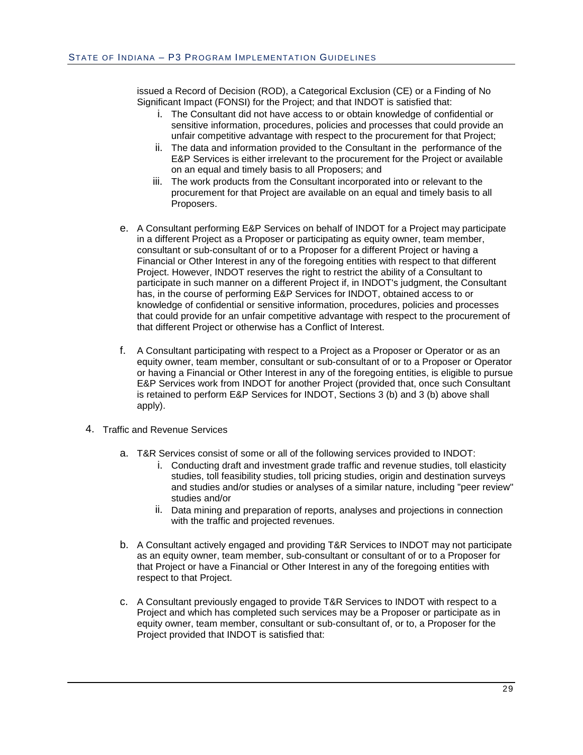issued a Record of Decision (ROD), a Categorical Exclusion (CE) or a Finding of No Significant Impact (FONSI) for the Project; and that INDOT is satisfied that:

   i. The Consultant did not have access to or obtain knowledge of confidential or sensitive information, procedures, policies and processes that could provide an unfair competitive advantage with respect to the procurement for that Project;
   ii. The data and information provided to the Consultant in the performance of the E&P Services is either irrelevant to the procurement for the Project or available on an equal and timely basis to all Proposers; and
   iii. The work products from the Consultant incorporated into or relevant to the procurement for that Project are available on an equal and timely basis to all Proposers.

e. A Consultant performing E&P Services on behalf of INDOT for a Project may participate in a different Project as a Proposer or participating as equity owner, team member, consultant or sub-consultant of or to a Proposer for a different Project or having a Financial or Other Interest in any of the foregoing entities with respect to that different Project. However, INDOT reserves the right to restrict the ability of a Consultant to participate in such manner on a different Project if, in INDOT's judgment, the Consultant has, in the course of performing E&P Services for INDOT, obtained access to or knowledge of confidential or sensitive information, procedures, policies and processes that could provide for an unfair competitive advantage with respect to the procurement of that different Project or otherwise has a Conflict of Interest.

f. A Consultant participating with respect to a Project as a Proposer or Operator or as an equity owner, team member, consultant or sub-consultant of or to a Proposer or Operator or having a Financial or Other Interest in any of the foregoing entities, is eligible to pursue E&P Services work from INDOT for another Project (provided that, once such Consultant is retained to perform E&P Services for INDOT, Sections 3 (b) and 3 (b) above shall apply).

4. Traffic and Revenue Services

   a. T&R Services consist of some or all of the following services provided to INDOT:
      i. Conducting draft and investment grade traffic and revenue studies, toll elasticity studies, toll feasibility studies, toll pricing studies, origin and destination surveys and studies and/or studies or analyses of a similar nature, including "peer review" studies and/or
      ii. Data mining and preparation of reports, analyses and projections in connection with the traffic and projected revenues.

   b. A Consultant actively engaged and providing T&R Services to INDOT may not participate as an equity owner, team member, sub-consultant or consultant of or to a Proposer for that Project or have a Financial or Other Interest in any of the foregoing entities with respect to that Project.

   c. A Consultant previously engaged to provide T&R Services to INDOT with respect to a Project and which has completed such services may be a Proposer or participate as in equity owner, team member, consultant or sub-consultant of, or to, a Proposer for the Project provided that INDOT is satisfied that: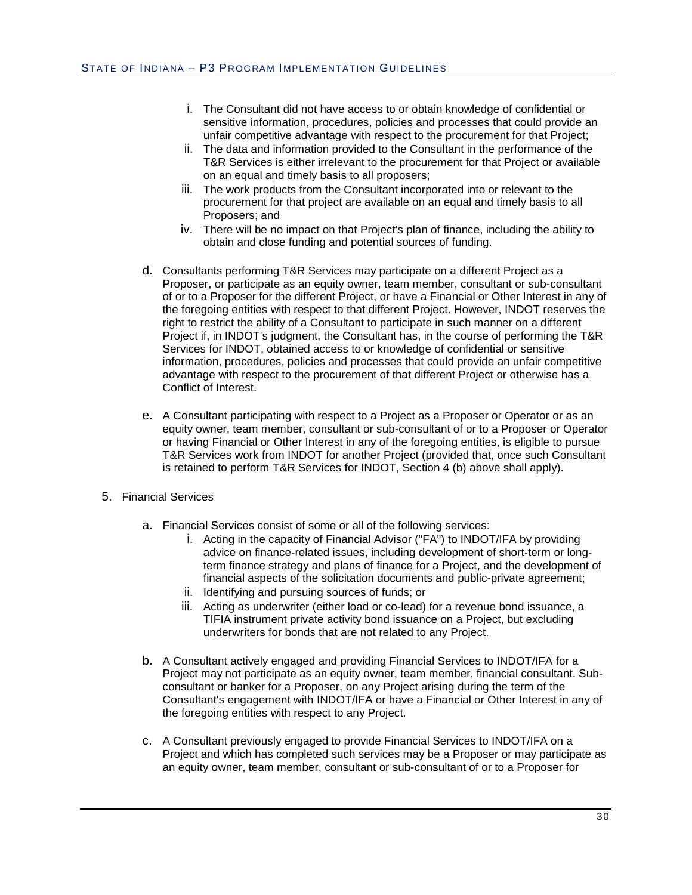i. The Consultant did not have access to or obtain knowledge of confidential or sensitive information, procedures, policies and processes that could provide an unfair competitive advantage with respect to the procurement for that Project;
   ii. The data and information provided to the Consultant in the performance of the T&R Services is either irrelevant to the procurement for that Project or available on an equal and timely basis to all proposers;
   iii. The work products from the Consultant incorporated into or relevant to the procurement for that project are available on an equal and timely basis to all Proposers; and
   iv. There will be no impact on that Project's plan of finance, including the ability to obtain and close funding and potential sources of funding.

d. Consultants performing T&R Services may participate on a different Project as a Proposer, or participate as an equity owner, team member, consultant or sub-consultant of or to a Proposer for the different Project, or have a Financial or Other Interest in any of the foregoing entities with respect to that different Project. However, INDOT reserves the right to restrict the ability of a Consultant to participate in such manner on a different Project if, in INDOT's judgment, the Consultant has, in the course of performing the T&R Services for INDOT, obtained access to or knowledge of confidential or sensitive information, procedures, policies and processes that could provide an unfair competitive advantage with respect to the procurement of that different Project or otherwise has a Conflict of Interest.

e. A Consultant participating with respect to a Project as a Proposer or Operator or as an equity owner, team member, consultant or sub-consultant of or to a Proposer or Operator or having Financial or Other Interest in any of the foregoing entities, is eligible to pursue T&R Services work from INDOT for another Project (provided that, once such Consultant is retained to perform T&R Services for INDOT, Section 4 (b) above shall apply).

5. Financial Services

   a. Financial Services consist of some or all of the following services:
      i. Acting in the capacity of Financial Advisor ("FA") to INDOT/IFA by providing advice on finance-related issues, including development of short-term or long-term finance strategy and plans of finance for a Project, and the development of financial aspects of the solicitation documents and public-private agreement;
      ii. Identifying and pursuing sources of funds; or
      iii. Acting as underwriter (either load or co-lead) for a revenue bond issuance, a TIFIA instrument private activity bond issuance on a Project, but excluding underwriters for bonds that are not related to any Project.

   b. A Consultant actively engaged and providing Financial Services to INDOT/IFA for a Project may not participate as an equity owner, team member, financial consultant. Sub-consultant or banker for a Proposer, on any Project arising during the term of the Consultant's engagement with INDOT/IFA or have a Financial or Other Interest in any of the foregoing entities with respect to any Project.

   c. A Consultant previously engaged to provide Financial Services to INDOT/IFA on a Project and which has completed such services may be a Proposer or may participate as an equity owner, team member, consultant or sub-consultant of or to a Proposer for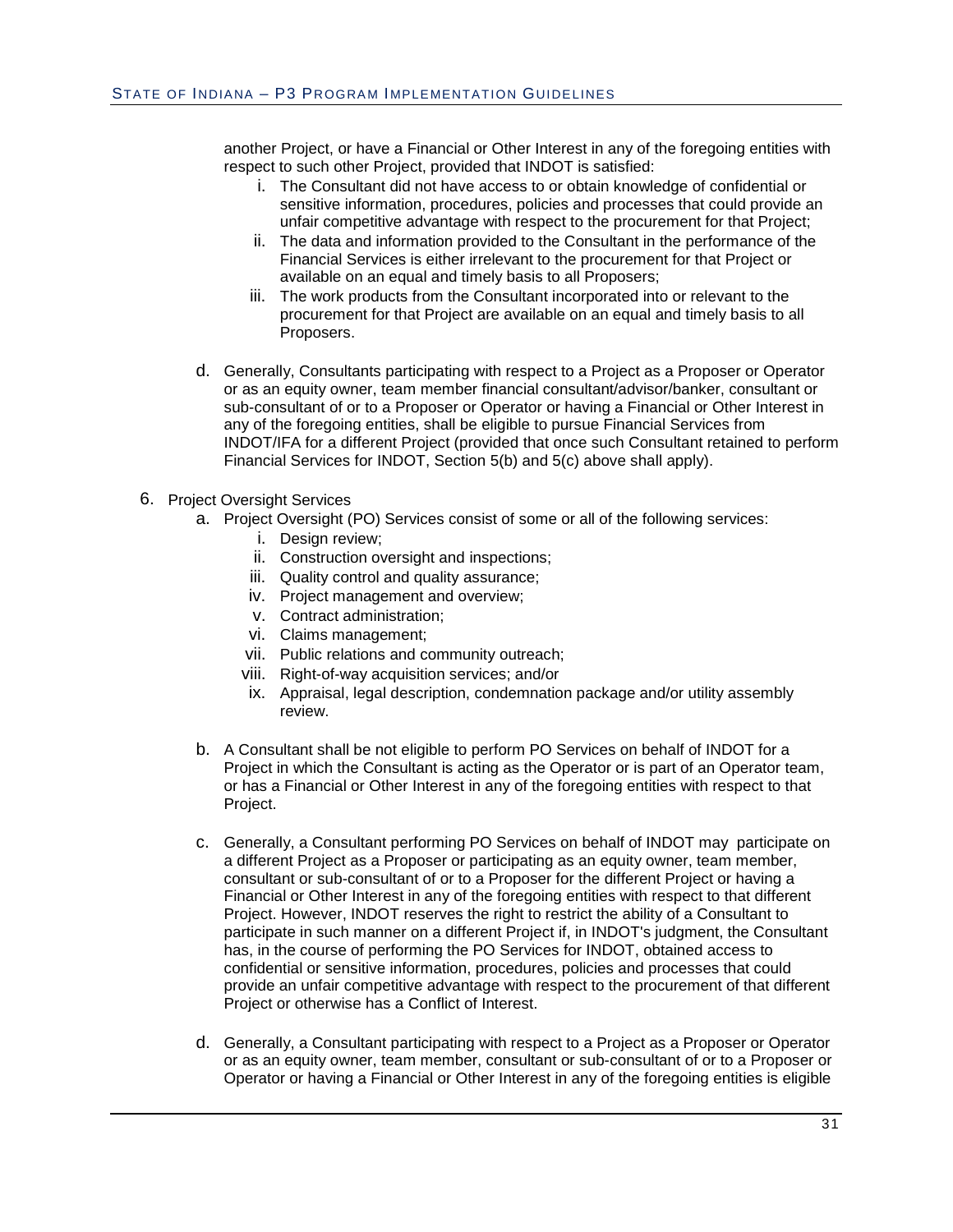another Project, or have a Financial or Other Interest in any of the foregoing entities with respect to such other Project, provided that INDOT is satisfied:

   i. The Consultant did not have access to or obtain knowledge of confidential or sensitive information, procedures, policies and processes that could provide an unfair competitive advantage with respect to the procurement for that Project;
   ii. The data and information provided to the Consultant in the performance of the Financial Services is either irrelevant to the procurement for that Project or available on an equal and timely basis to all Proposers;
   iii. The work products from the Consultant incorporated into or relevant to the procurement for that Project are available on an equal and timely basis to all Proposers.

d. Generally, Consultants participating with respect to a Project as a Proposer or Operator or as an equity owner, team member financial consultant/advisor/banker, consultant or sub-consultant of or to a Proposer or Operator or having a Financial or Other Interest in any of the foregoing entities, shall be eligible to pursue Financial Services from INDOT/IFA for a different Project (provided that once such Consultant retained to perform Financial Services for INDOT, Section 5(b) and 5(c) above shall apply).

6. Project Oversight Services
   a. Project Oversight (PO) Services consist of some or all of the following services:
      i. Design review;
      ii. Construction oversight and inspections;
      iii. Quality control and quality assurance;
      iv. Project management and overview;
      v. Contract administration;
      vi. Claims management;
      vii. Public relations and community outreach;
      viii. Right-of-way acquisition services; and/or
      ix. Appraisal, legal description, condemnation package and/or utility assembly review.

   b. A Consultant shall be not eligible to perform PO Services on behalf of INDOT for a Project in which the Consultant is acting as the Operator or is part of an Operator team, or has a Financial or Other Interest in any of the foregoing entities with respect to that Project.

   c. Generally, a Consultant performing PO Services on behalf of INDOT may participate on a different Project as a Proposer or participating as an equity owner, team member, consultant or sub-consultant of or to a Proposer for the different Project or having a Financial or Other Interest in any of the foregoing entities with respect to that different Project. However, INDOT reserves the right to restrict the ability of a Consultant to participate in such manner on a different Project if, in INDOT's judgment, the Consultant has, in the course of performing the PO Services for INDOT, obtained access to confidential or sensitive information, procedures, policies and processes that could provide an unfair competitive advantage with respect to the procurement of that different Project or otherwise has a Conflict of Interest.

   d. Generally, a Consultant participating with respect to a Project as a Proposer or Operator or as an equity owner, team member, consultant or sub-consultant of or to a Proposer or Operator or having a Financial or Other Interest in any of the foregoing entities is eligible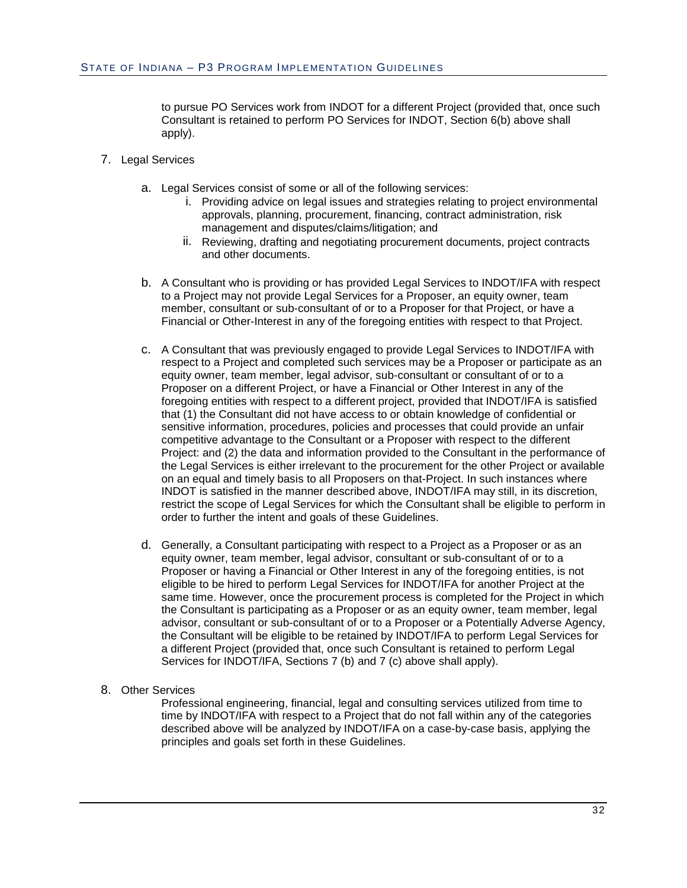to pursue PO Services work from INDOT for a different Project (provided that, once such Consultant is retained to perform PO Services for INDOT, Section 6(b) above shall apply).

7. Legal Services

   a. Legal Services consist of some or all of the following services:
      i. Providing advice on legal issues and strategies relating to project environmental approvals, planning, procurement, financing, contract administration, risk management and disputes/claims/litigation; and
      ii. Reviewing, drafting and negotiating procurement documents, project contracts and other documents.

   b. A Consultant who is providing or has provided Legal Services to INDOT/IFA with respect to a Project may not provide Legal Services for a Proposer, an equity owner, team member, consultant or sub-consultant of or to a Proposer for that Project, or have a Financial or Other-Interest in any of the foregoing entities with respect to that Project.

   c. A Consultant that was previously engaged to provide Legal Services to INDOT/IFA with respect to a Project and completed such services may be a Proposer or participate as an equity owner, team member, legal advisor, sub-consultant or consultant of or to a Proposer on a different Project, or have a Financial or Other Interest in any of the foregoing entities with respect to a different project, provided that INDOT/IFA is satisfied that (1) the Consultant did not have access to or obtain knowledge of confidential or sensitive information, procedures, policies and processes that could provide an unfair competitive advantage to the Consultant or a Proposer with respect to the different Project: and (2) the data and information provided to the Consultant in the performance of the Legal Services is either irrelevant to the procurement for the other Project or available on an equal and timely basis to all Proposers on that-Project. In such instances where INDOT is satisfied in the manner described above, INDOT/IFA may still, in its discretion, restrict the scope of Legal Services for which the Consultant shall be eligible to perform in order to further the intent and goals of these Guidelines.

   d. Generally, a Consultant participating with respect to a Project as a Proposer or as an equity owner, team member, legal advisor, consultant or sub-consultant of or to a Proposer or having a Financial or Other Interest in any of the foregoing entities, is not eligible to be hired to perform Legal Services for INDOT/IFA for another Project at the same time. However, once the procurement process is completed for the Project in which the Consultant is participating as a Proposer or as an equity owner, team member, legal advisor, consultant or sub-consultant of or to a Proposer or a Potentially Adverse Agency, the Consultant will be eligible to be retained by INDOT/IFA to perform Legal Services for a different Project (provided that, once such Consultant is retained to perform Legal Services for INDOT/IFA, Sections 7 (b) and 7 (c) above shall apply).

8. Other Services

   Professional engineering, financial, legal and consulting services utilized from time to time by INDOT/IFA with respect to a Project that do not fall within any of the categories described above will be analyzed by INDOT/IFA on a case-by-case basis, applying the principles and goals set forth in these Guidelines.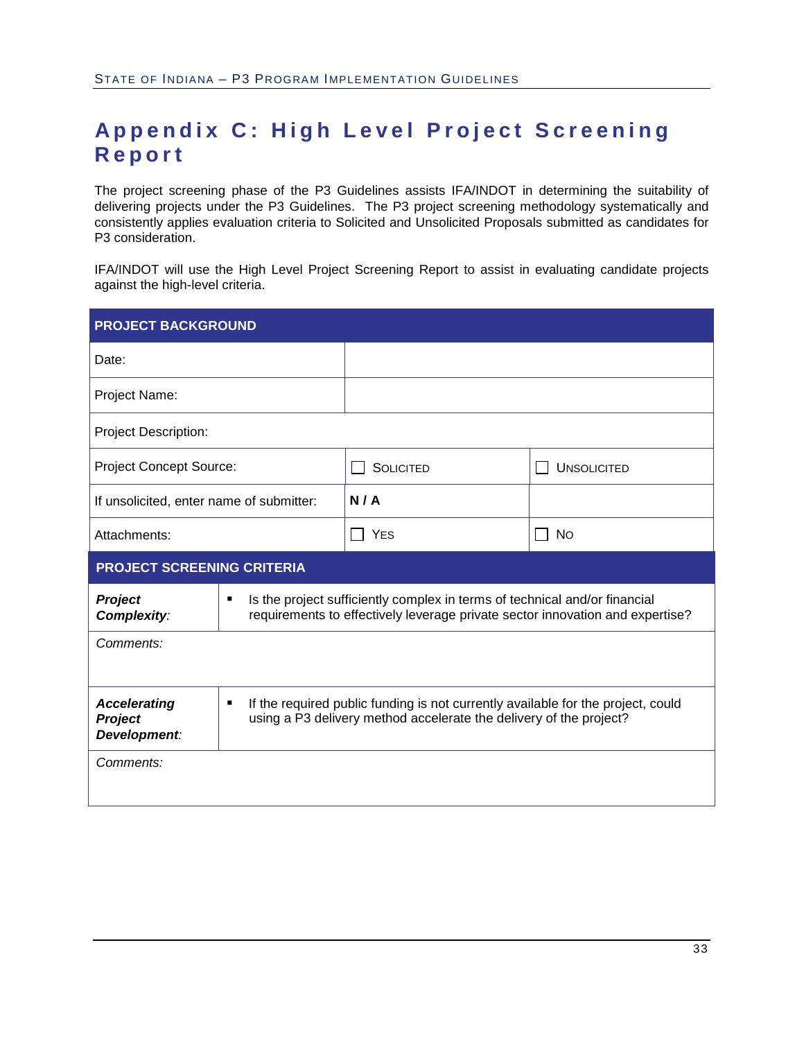# Appendix C: High Level Project Screening Report

The project screening phase of the P3 Guidelines assists IFA/INDOT in determining the suitability of delivering projects under the P3 Guidelines. The P3 project screening methodology systematically and consistently applies evaluation criteria to Solicited and Unsolicited Proposals submitted as candidates for P3 consideration.

IFA/INDOT will use the High Level Project Screening Report to assist in evaluating candidate projects against the high-level criteria.

| PROJECT BACKGROUND | | |
|---|---|---|
| Date: | | |
| Project Name: | | |
| Project Description: | | |
| Project Concept Source: | ☐ SOLICITED | ☐ UNSOLICITED |
| If unsolicited, enter name of submitter: | **N / A** | |
| Attachments: | ☐ YES | ☐ NO |

| PROJECT SCREENING CRITERIA | |
|---|---|
| ***Project Complexity**:* | ▪ Is the project sufficiently complex in terms of technical and/or financial requirements to effectively leverage private sector innovation and expertise? |
| *Comments:* | |
| ***Accelerating Project Development**:* | ▪ If the required public funding is not currently available for the project, could using a P3 delivery method accelerate the delivery of the project? |
| *Comments:* | |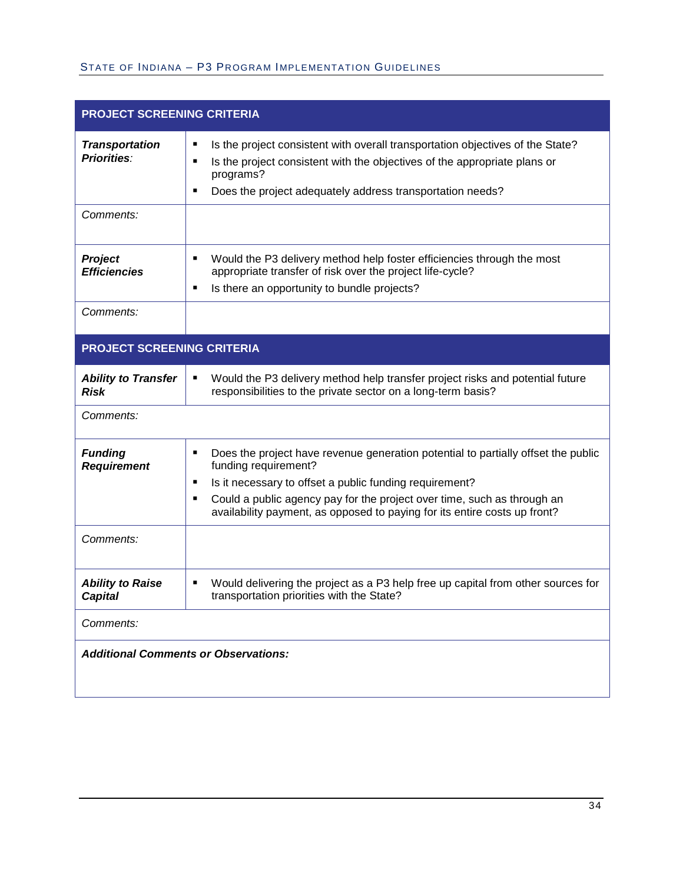| PROJECT SCREENING CRITERIA | |
|---|---|
| ***Transportation Priorities:*** | ▪ Is the project consistent with overall transportation objectives of the State?<br>▪ Is the project consistent with the objectives of the appropriate plans or programs?<br>▪ Does the project adequately address transportation needs? |
| *Comments:* | |
| ***Project Efficiencies*** | ▪ Would the P3 delivery method help foster efficiencies through the most appropriate transfer of risk over the project life-cycle?<br>▪ Is there an opportunity to bundle projects? |
| *Comments:* | |

| PROJECT SCREENING CRITERIA | |
|---|---|
| ***Ability to Transfer Risk*** | ▪ Would the P3 delivery method help transfer project risks and potential future responsibilities to the private sector on a long-term basis? |
| *Comments:* | |
| ***Funding Requirement*** | ▪ Does the project have revenue generation potential to partially offset the public funding requirement?<br>▪ Is it necessary to offset a public funding requirement?<br>▪ Could a public agency pay for the project over time, such as through an availability payment, as opposed to paying for its entire costs up front? |
| *Comments:* | |
| ***Ability to Raise Capital*** | ▪ Would delivering the project as a P3 help free up capital from other sources for transportation priorities with the State? |
| *Comments:* | |
| ***Additional Comments or Observations:*** | |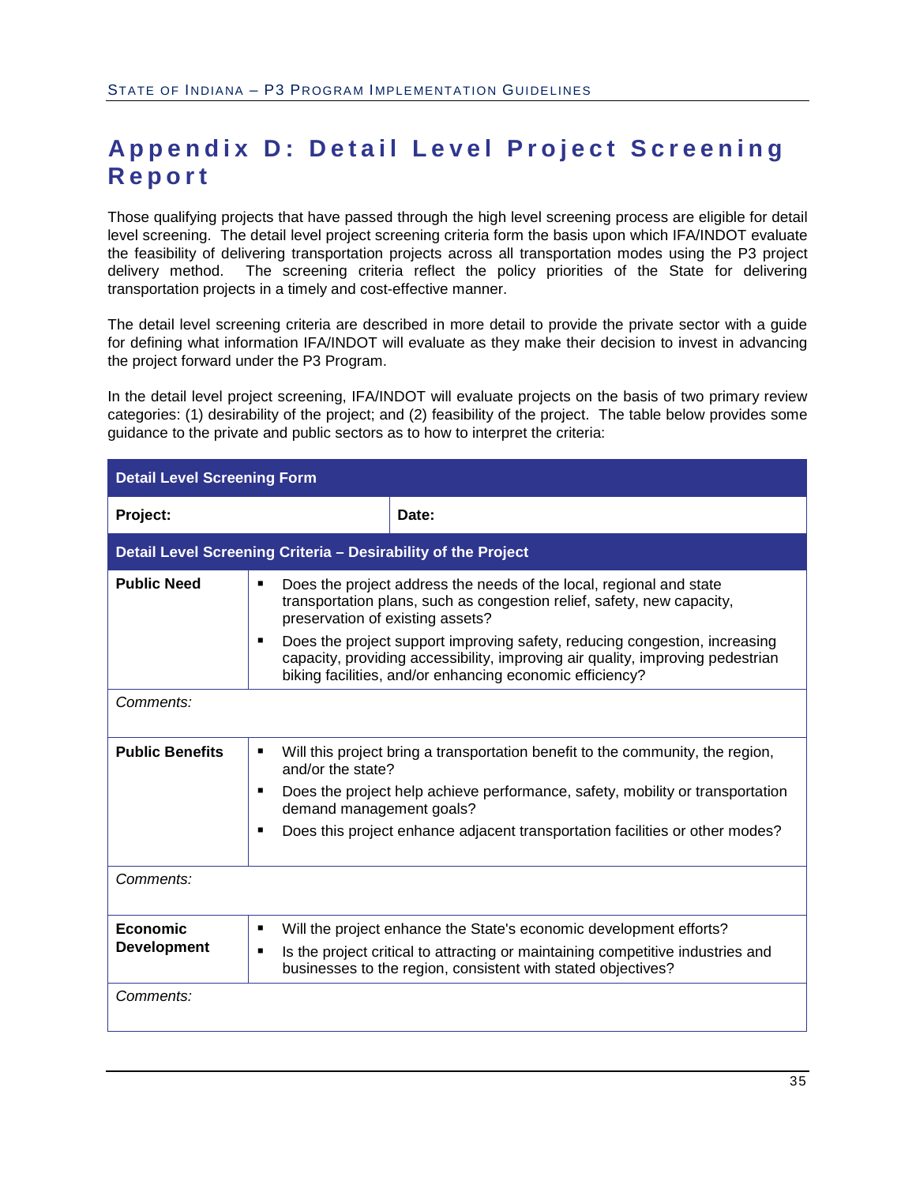# Appendix D: Detail Level Project Screening Report

Those qualifying projects that have passed through the high level screening process are eligible for detail level screening. The detail level project screening criteria form the basis upon which IFA/INDOT evaluate the feasibility of delivering transportation projects across all transportation modes using the P3 project delivery method. The screening criteria reflect the policy priorities of the State for delivering transportation projects in a timely and cost-effective manner.

The detail level screening criteria are described in more detail to provide the private sector with a guide for defining what information IFA/INDOT will evaluate as they make their decision to invest in advancing the project forward under the P3 Program.

In the detail level project screening, IFA/INDOT will evaluate projects on the basis of two primary review categories: (1) desirability of the project; and (2) feasibility of the project. The table below provides some guidance to the private and public sectors as to how to interpret the criteria:

| **Detail Level Screening Form** | |
|---|---|
| **Project:** | **Date:** |
| **Detail Level Screening Criteria – Desirability of the Project** | |
| **Public Need** | ▪ Does the project address the needs of the local, regional and state transportation plans, such as congestion relief, safety, new capacity, preservation of existing assets?<br>▪ Does the project support improving safety, reducing congestion, increasing capacity, providing accessibility, improving air quality, improving pedestrian biking facilities, and/or enhancing economic efficiency? |
| *Comments:* | |
| **Public Benefits** | ▪ Will this project bring a transportation benefit to the community, the region, and/or the state?<br>▪ Does the project help achieve performance, safety, mobility or transportation demand management goals?<br>▪ Does this project enhance adjacent transportation facilities or other modes? |
| *Comments:* | |
| **Economic Development** | ▪ Will the project enhance the State's economic development efforts?<br>▪ Is the project critical to attracting or maintaining competitive industries and businesses to the region, consistent with stated objectives? |
| *Comments:* | |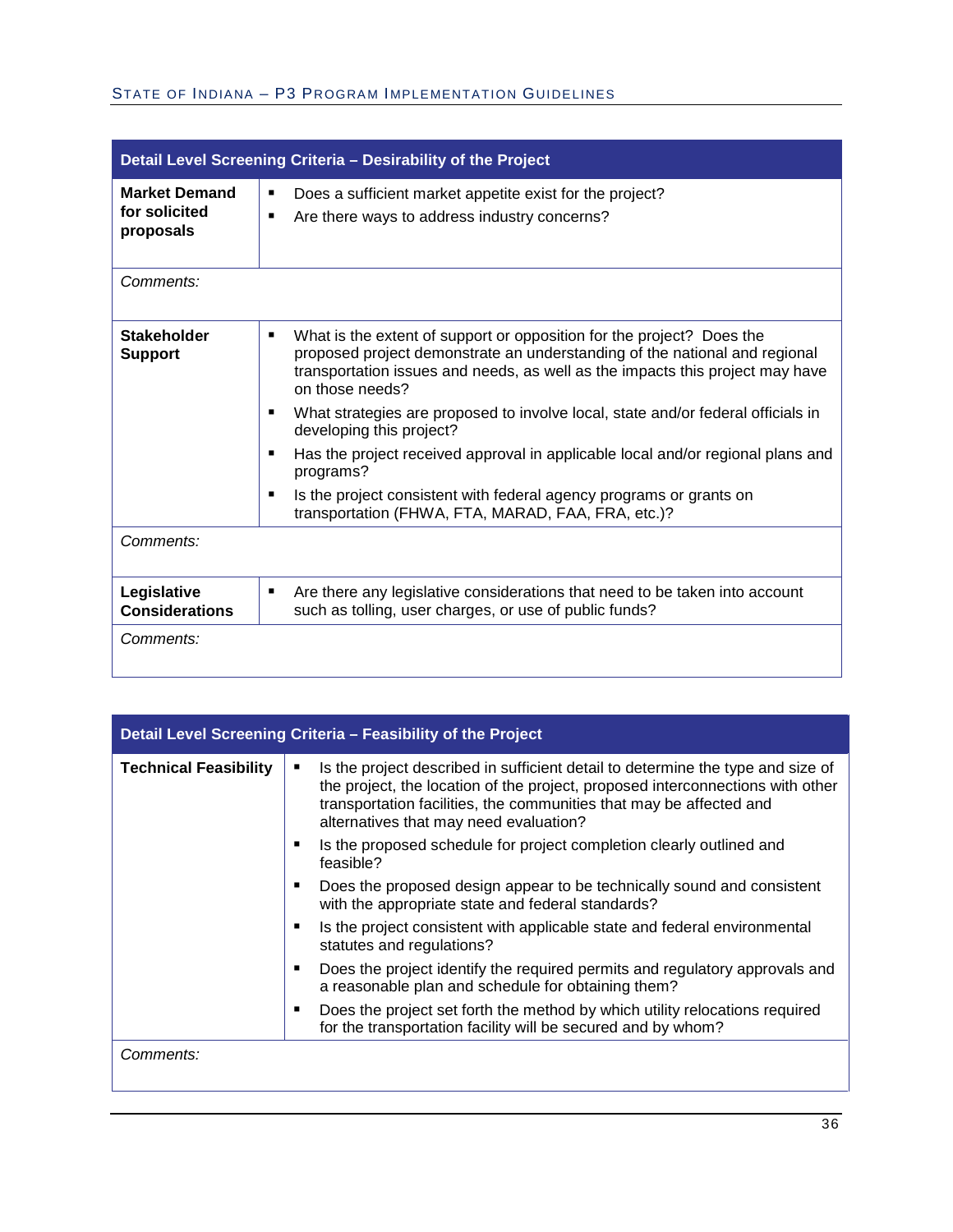| Detail Level Screening Criteria – Desirability of the Project | |
|---|---|
| **Market Demand for solicited proposals** | ▪ Does a sufficient market appetite exist for the project?<br>▪ Are there ways to address industry concerns? |
| *Comments:* | |
| **Stakeholder Support** | ▪ What is the extent of support or opposition for the project? Does the proposed project demonstrate an understanding of the national and regional transportation issues and needs, as well as the impacts this project may have on those needs?<br>▪ What strategies are proposed to involve local, state and/or federal officials in developing this project?<br>▪ Has the project received approval in applicable local and/or regional plans and programs?<br>▪ Is the project consistent with federal agency programs or grants on transportation (FHWA, FTA, MARAD, FAA, FRA, etc.)? |
| *Comments:* | |
| **Legislative Considerations** | ▪ Are there any legislative considerations that need to be taken into account such as tolling, user charges, or use of public funds? |
| *Comments:* | |

| Detail Level Screening Criteria – Feasibility of the Project | |
|---|---|
| **Technical Feasibility** | ▪ Is the project described in sufficient detail to determine the type and size of the project, the location of the project, proposed interconnections with other transportation facilities, the communities that may be affected and alternatives that may need evaluation?<br>▪ Is the proposed schedule for project completion clearly outlined and feasible?<br>▪ Does the proposed design appear to be technically sound and consistent with the appropriate state and federal standards?<br>▪ Is the project consistent with applicable state and federal environmental statutes and regulations?<br>▪ Does the project identify the required permits and regulatory approvals and a reasonable plan and schedule for obtaining them?<br>▪ Does the project set forth the method by which utility relocations required for the transportation facility will be secured and by whom? |
| *Comments:* | |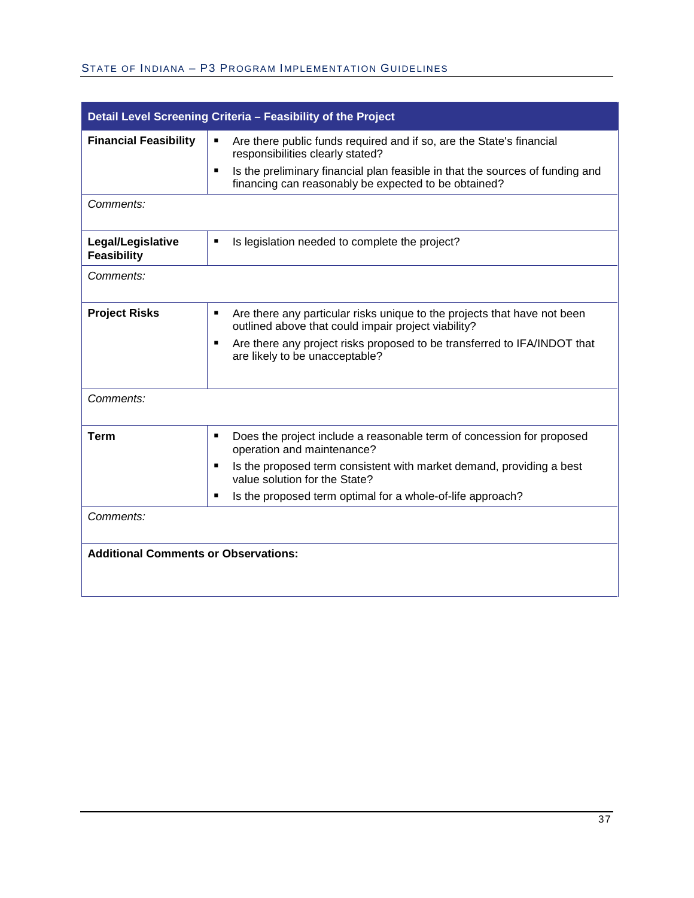| Detail Level Screening Criteria – Feasibility of the Project | |
|---|---|
| **Financial Feasibility** | ▪ Are there public funds required and if so, are the State's financial responsibilities clearly stated?<br>▪ Is the preliminary financial plan feasible in that the sources of funding and financing can reasonably be expected to be obtained? |
| *Comments:* | |
| **Legal/Legislative Feasibility** | ▪ Is legislation needed to complete the project? |
| *Comments:* | |
| **Project Risks** | ▪ Are there any particular risks unique to the projects that have not been outlined above that could impair project viability?<br>▪ Are there any project risks proposed to be transferred to IFA/INDOT that are likely to be unacceptable? |
| *Comments:* | |
| **Term** | ▪ Does the project include a reasonable term of concession for proposed operation and maintenance?<br>▪ Is the proposed term consistent with market demand, providing a best value solution for the State?<br>▪ Is the proposed term optimal for a whole-of-life approach? |
| *Comments:* | |
| **Additional Comments or Observations:** | |